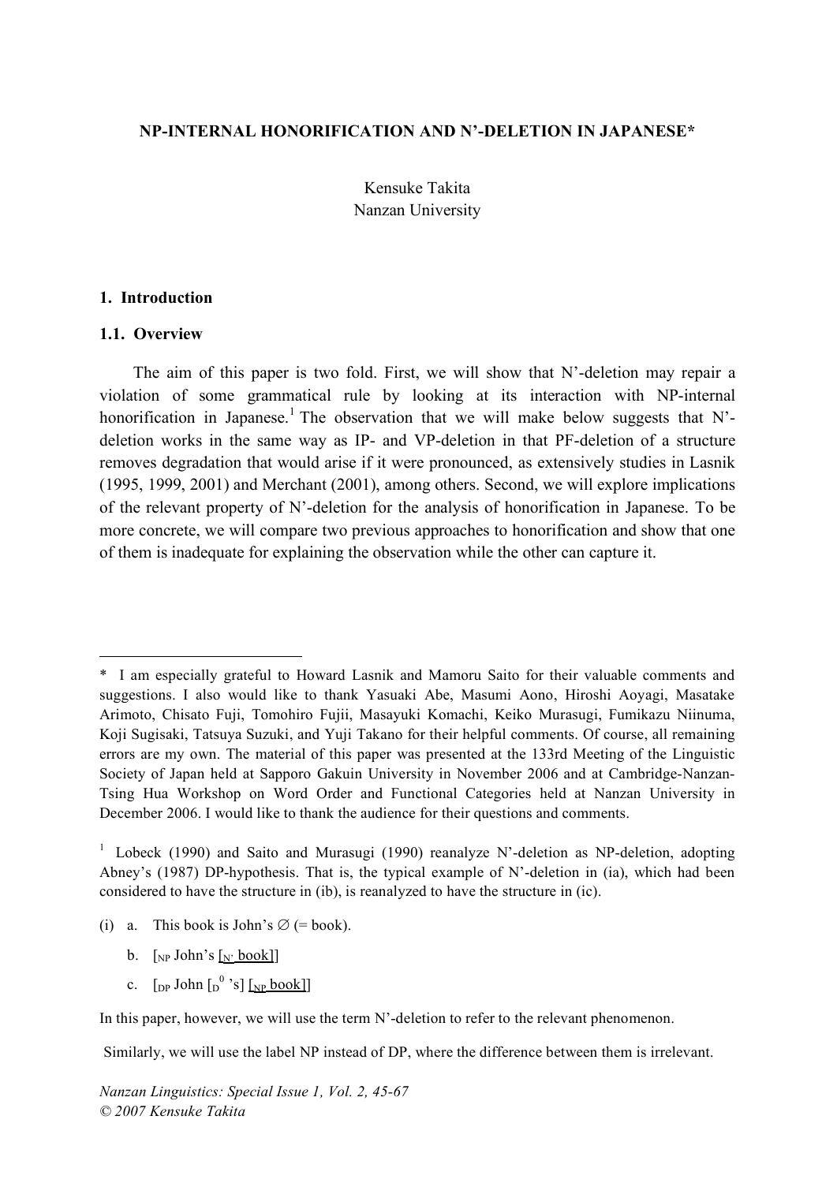# NP-INTERNAL HONORIFICATION AND N'-DELETION IN JAPANESE*

Kensuke Takita
Nanzan University

## 1. Introduction

### 1.1. Overview

The aim of this paper is two fold. First, we will show that N'-deletion may repair a violation of some grammatical rule by looking at its interaction with NP-internal honorification in Japanese.[1] The observation that we will make below suggests that N'-deletion works in the same way as IP- and VP-deletion in that PF-deletion of a structure removes degradation that would arise if it were pronounced, as extensively studies in Lasnik (1995, 1999, 2001) and Merchant (2001), among others. Second, we will explore implications of the relevant property of N'-deletion for the analysis of honorification in Japanese. To be more concrete, we will compare two previous approaches to honorification and show that one of them is inadequate for explaining the observation while the other can capture it.

---

\* I am especially grateful to Howard Lasnik and Mamoru Saito for their valuable comments and suggestions. I also would like to thank Yasuaki Abe, Masumi Aono, Hiroshi Aoyagi, Masatake Arimoto, Chisato Fuji, Tomohiro Fujii, Masayuki Komachi, Keiko Murasugi, Fumikazu Niinuma, Koji Sugisaki, Tatsuya Suzuki, and Yuji Takano for their helpful comments. Of course, all remaining errors are my own. The material of this paper was presented at the 133rd Meeting of the Linguistic Society of Japan held at Sapporo Gakuin University in November 2006 and at Cambridge-Nanzan-Tsing Hua Workshop on Word Order and Functional Categories held at Nanzan University in December 2006. I would like to thank the audience for their questions and comments.

[1] Lobeck (1990) and Saito and Murasugi (1990) reanalyze N'-deletion as NP-deletion, adopting Abney's (1987) DP-hypothesis. That is, the typical example of N'-deletion in (ia), which had been considered to have the structure in (ib), is reanalyzed to have the structure in (ic).

(i) a. This book is John's ∅ (= book).

b. [$_{NP}$ John's [$_{N'}$ book]]

c. [$_{DP}$ John [$_{D^0}$ 's] [$_{NP}$ book]]

In this paper, however, we will use the term N'-deletion to refer to the relevant phenomenon.

Similarly, we will use the label NP instead of DP, where the difference between them is irrelevant.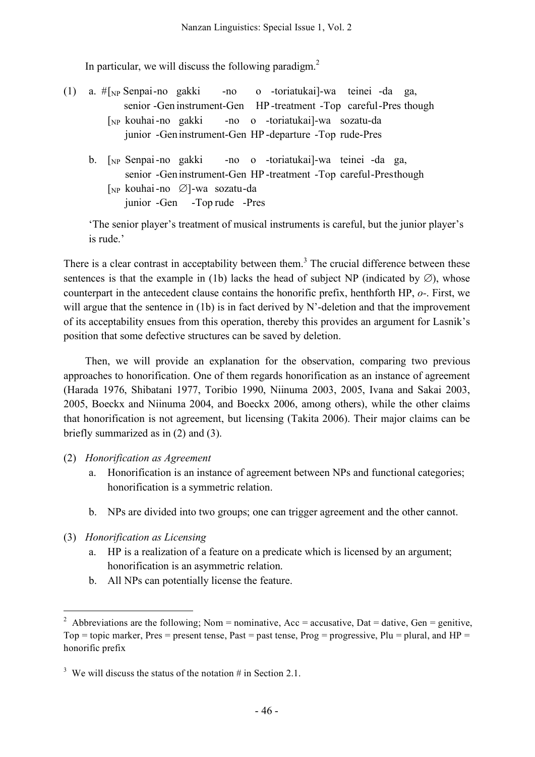In particular, we will discuss the following paradigm.[2]

(1) a. #[$_{NP}$ Senpai-no gakki -no o -toriatukai]-wa teinei -da ga,
senior -Gen instrument-Gen HP-treatment -Top careful-Pres though
[$_{NP}$ kouhai-no gakki -no o -toriatukai]-wa sozatu-da
junior -Gen instrument-Gen HP-departure -Top rude-Pres

b. [$_{NP}$ Senpai-no gakki -no o -toriatukai]-wa teinei -da ga,
senior -Gen instrument-Gen HP-treatment -Top careful-Pres though
[$_{NP}$ kouhai-no ∅]-wa sozatu-da
junior -Gen -Top rude -Pres

'The senior player's treatment of musical instruments is careful, but the junior player's is rude.'

There is a clear contrast in acceptability between them.[3] The crucial difference between these sentences is that the example in (1b) lacks the head of subject NP (indicated by ∅), whose counterpart in the antecedent clause contains the honorific prefix, henthforth HP, *o-*. First, we will argue that the sentence in (1b) is in fact derived by N'-deletion and that the improvement of its acceptability ensues from this operation, thereby this provides an argument for Lasnik's position that some defective structures can be saved by deletion.

Then, we will provide an explanation for the observation, comparing two previous approaches to honorification. One of them regards honorification as an instance of agreement (Harada 1976, Shibatani 1977, Toribio 1990, Niinuma 2003, 2005, Ivana and Sakai 2003, 2005, Boeckx and Niinuma 2004, and Boeckx 2006, among others), while the other claims that honorification is not agreement, but licensing (Takita 2006). Their major claims can be briefly summarized as in (2) and (3).

(2) *Honorification as Agreement*
  a. Honorification is an instance of agreement between NPs and functional categories; honorification is a symmetric relation.
  b. NPs are divided into two groups; one can trigger agreement and the other cannot.

(3) *Honorification as Licensing*
  a. HP is a realization of a feature on a predicate which is licensed by an argument; honorification is an asymmetric relation.
  b. All NPs can potentially license the feature.

---

[2] Abbreviations are the following; Nom = nominative, Acc = accusative, Dat = dative, Gen = genitive, Top = topic marker, Pres = present tense, Past = past tense, Prog = progressive, Plu = plural, and HP = honorific prefix

[3] We will discuss the status of the notation # in Section 2.1.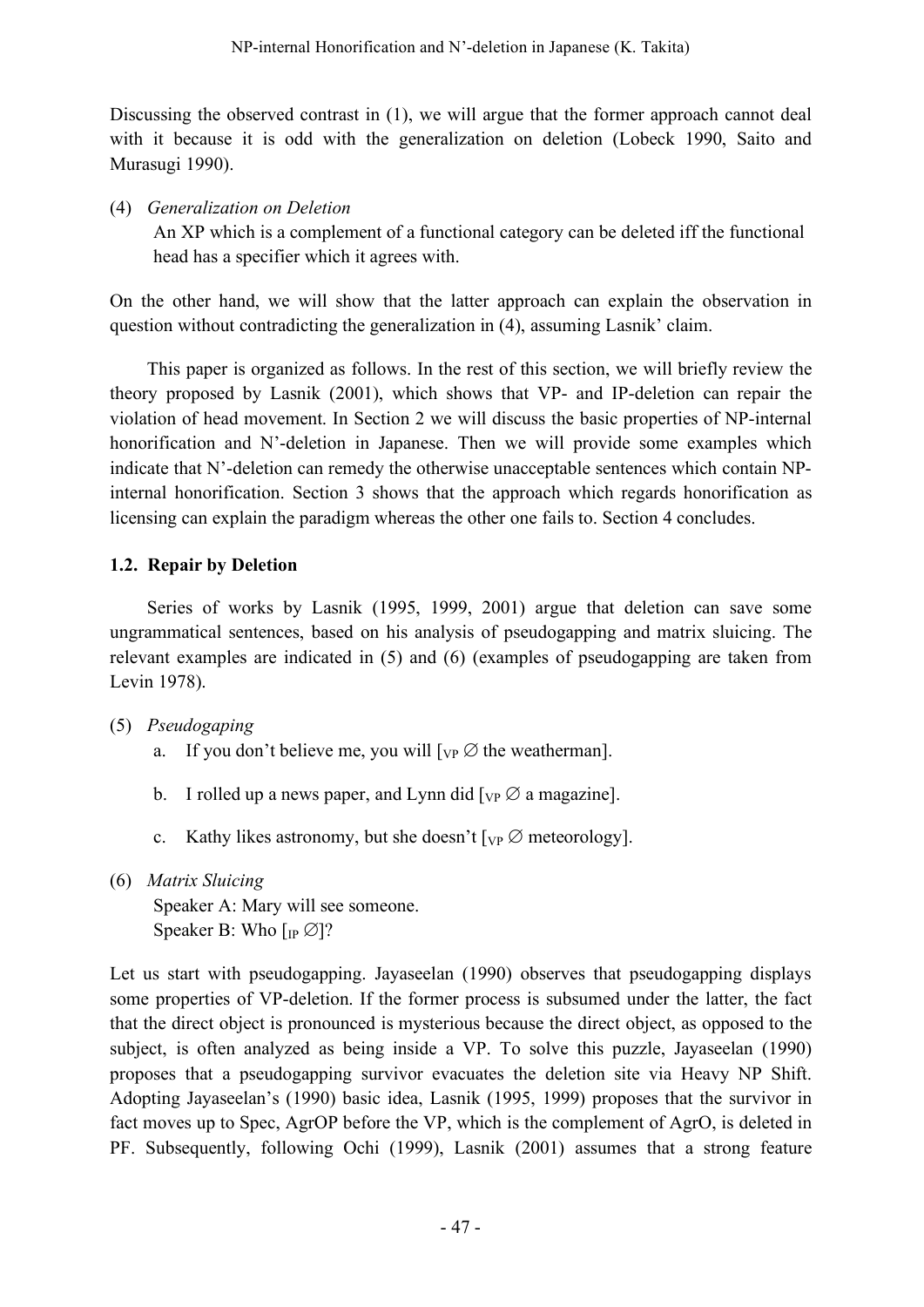Discussing the observed contrast in (1), we will argue that the former approach cannot deal with it because it is odd with the generalization on deletion (Lobeck 1990, Saito and Murasugi 1990).

(4) *Generalization on Deletion*
An XP which is a complement of a functional category can be deleted iff the functional head has a specifier which it agrees with.

On the other hand, we will show that the latter approach can explain the observation in question without contradicting the generalization in (4), assuming Lasnik' claim.

This paper is organized as follows. In the rest of this section, we will briefly review the theory proposed by Lasnik (2001), which shows that VP- and IP-deletion can repair the violation of head movement. In Section 2 we will discuss the basic properties of NP-internal honorification and N'-deletion in Japanese. Then we will provide some examples which indicate that N'-deletion can remedy the otherwise unacceptable sentences which contain NP-internal honorification. Section 3 shows that the approach which regards honorification as licensing can explain the paradigm whereas the other one fails to. Section 4 concludes.

### 1.2. Repair by Deletion

Series of works by Lasnik (1995, 1999, 2001) argue that deletion can save some ungrammatical sentences, based on his analysis of pseudogapping and matrix sluicing. The relevant examples are indicated in (5) and (6) (examples of pseudogapping are taken from Levin 1978).

(5) *Pseudogaping*
a. If you don't believe me, you will [$_{VP}$ ∅ the weatherman].
b. I rolled up a news paper, and Lynn did [$_{VP}$ ∅ a magazine].
c. Kathy likes astronomy, but she doesn't [$_{VP}$ ∅ meteorology].

(6) *Matrix Sluicing*
Speaker A: Mary will see someone.
Speaker B: Who [$_{IP}$ ∅]?

Let us start with pseudogapping. Jayaseelan (1990) observes that pseudogapping displays some properties of VP-deletion. If the former process is subsumed under the latter, the fact that the direct object is pronounced is mysterious because the direct object, as opposed to the subject, is often analyzed as being inside a VP. To solve this puzzle, Jayaseelan (1990) proposes that a pseudogapping survivor evacuates the deletion site via Heavy NP Shift. Adopting Jayaseelan's (1990) basic idea, Lasnik (1995, 1999) proposes that the survivor in fact moves up to Spec, AgrOP before the VP, which is the complement of AgrO, is deleted in PF. Subsequently, following Ochi (1999), Lasnik (2001) assumes that a strong feature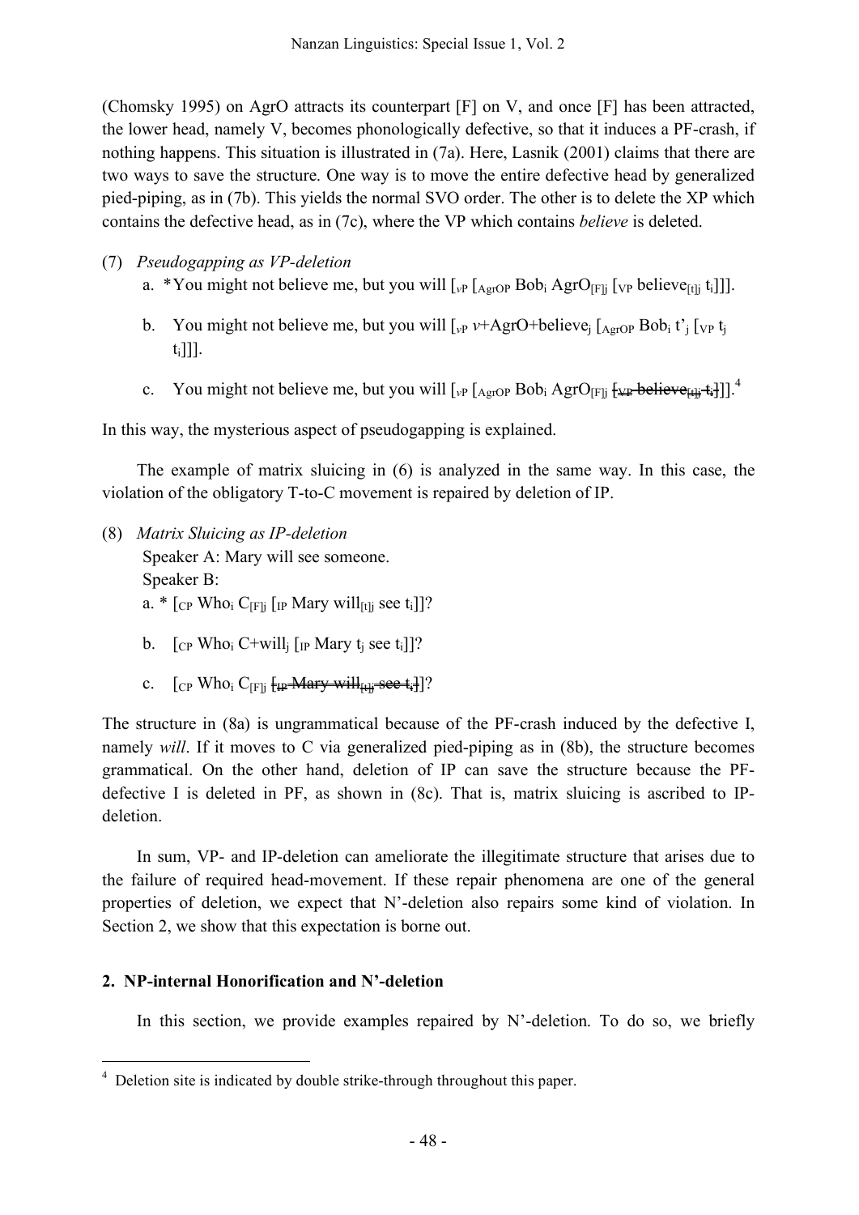(Chomsky 1995) on AgrO attracts its counterpart [F] on V, and once [F] has been attracted, the lower head, namely V, becomes phonologically defective, so that it induces a PF-crash, if nothing happens. This situation is illustrated in (7a). Here, Lasnik (2001) claims that there are two ways to save the structure. One way is to move the entire defective head by generalized pied-piping, as in (7b). This yields the normal SVO order. The other is to delete the XP which contains the defective head, as in (7c), where the VP which contains *believe* is deleted.

(7) *Pseudogapping as VP-deletion*

a. *You might not believe me, but you will [$_{vP}$ [$_{AgrOP}$ Bob$_i$ AgrO$_{[F]j}$ [$_{VP}$ believe$_{[t]j}$ t$_i$]]].

b. You might not believe me, but you will [$_{vP}$ $v$+AgrO+believe$_j$ [$_{AgrOP}$ Bob$_i$ t'$_j$ [$_{VP}$ t$_j$ t$_i$]]].

c. You might not believe me, but you will [$_{vP}$ [$_{AgrOP}$ Bob$_i$ AgrO$_{[F]j}$ ~~[$_{VP}$ believe$_{[t]j}$ t$_i$]~~]].[4]

In this way, the mysterious aspect of pseudogapping is explained.

The example of matrix sluicing in (6) is analyzed in the same way. In this case, the violation of the obligatory T-to-C movement is repaired by deletion of IP.

(8) *Matrix Sluicing as IP-deletion*

Speaker A: Mary will see someone.

Speaker B:

a. * [$_{CP}$ Who$_i$ C$_{[F]j}$ [$_{IP}$ Mary will$_{[t]j}$ see t$_i$]]?

b. [$_{CP}$ Who$_i$ C+will$_j$ [$_{IP}$ Mary t$_j$ see t$_i$]]?

c. [$_{CP}$ Who$_i$ C$_{[F]j}$ ~~[$_{IP}$ Mary will$_{[t]j}$ see t$_i$]~~]?

The structure in (8a) is ungrammatical because of the PF-crash induced by the defective I, namely *will*. If it moves to C via generalized pied-piping as in (8b), the structure becomes grammatical. On the other hand, deletion of IP can save the structure because the PF-defective I is deleted in PF, as shown in (8c). That is, matrix sluicing is ascribed to IP-deletion.

In sum, VP- and IP-deletion can ameliorate the illegitimate structure that arises due to the failure of required head-movement. If these repair phenomena are one of the general properties of deletion, we expect that N'-deletion also repairs some kind of violation. In Section 2, we show that this expectation is borne out.

## 2. NP-internal Honorification and N'-deletion

In this section, we provide examples repaired by N'-deletion. To do so, we briefly

[4] Deletion site is indicated by double strike-through throughout this paper.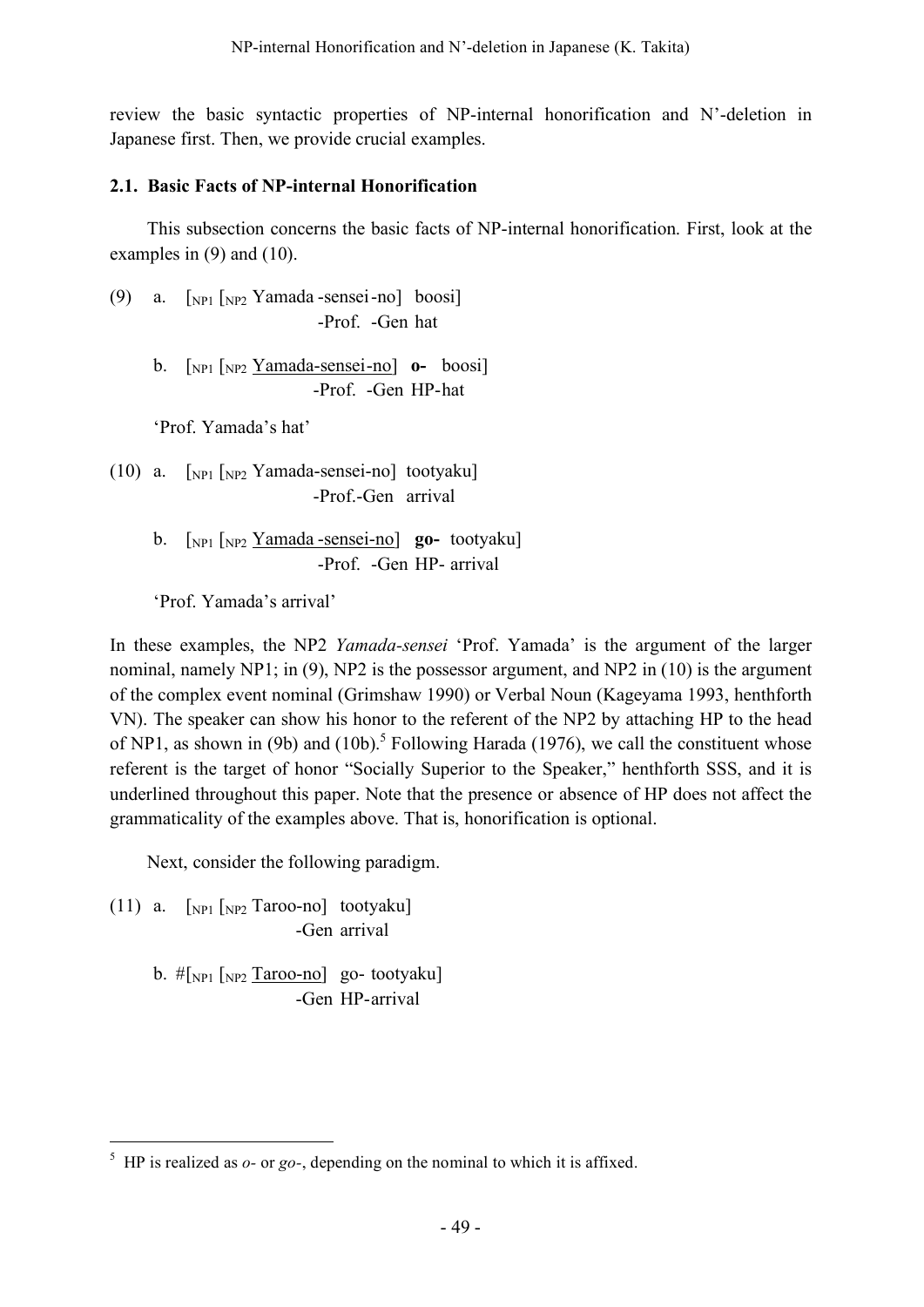review the basic syntactic properties of NP-internal honorification and N'-deletion in Japanese first. Then, we provide crucial examples.

### 2.1. Basic Facts of NP-internal Honorification

This subsection concerns the basic facts of NP-internal honorification. First, look at the examples in (9) and (10).

(9) a. [$_{NP1}$ [$_{NP2}$ Yamada -sensei -no] boosi]
-Prof. -Gen hat

b. [$_{NP1}$ [$_{NP2}$ <u>Yamada-sensei-no</u>] **o-** boosi]
-Prof. -Gen HP-hat

'Prof. Yamada's hat'

(10) a. [$_{NP1}$ [$_{NP2}$ Yamada-sensei-no] tootyaku]
-Prof.-Gen arrival

b. [$_{NP1}$ [$_{NP2}$ <u>Yamada -sensei-no</u>] **go-** tootyaku]
-Prof. -Gen HP- arrival

'Prof. Yamada's arrival'

In these examples, the NP2 *Yamada-sensei* 'Prof. Yamada' is the argument of the larger nominal, namely NP1; in (9), NP2 is the possessor argument, and NP2 in (10) is the argument of the complex event nominal (Grimshaw 1990) or Verbal Noun (Kageyama 1993, henthforth VN). The speaker can show his honor to the referent of the NP2 by attaching HP to the head of NP1, as shown in (9b) and (10b).[5] Following Harada (1976), we call the constituent whose referent is the target of honor "Socially Superior to the Speaker," henthforth SSS, and it is underlined throughout this paper. Note that the presence or absence of HP does not affect the grammaticality of the examples above. That is, honorification is optional.

Next, consider the following paradigm.

(11) a. [$_{NP1}$ [$_{NP2}$ Taroo-no] tootyaku]
-Gen arrival

b. #[$_{NP1}$ [$_{NP2}$ <u>Taroo-no</u>] go- tootyaku]
-Gen HP-arrival

---

[5] HP is realized as *o-* or *go-*, depending on the nominal to which it is affixed.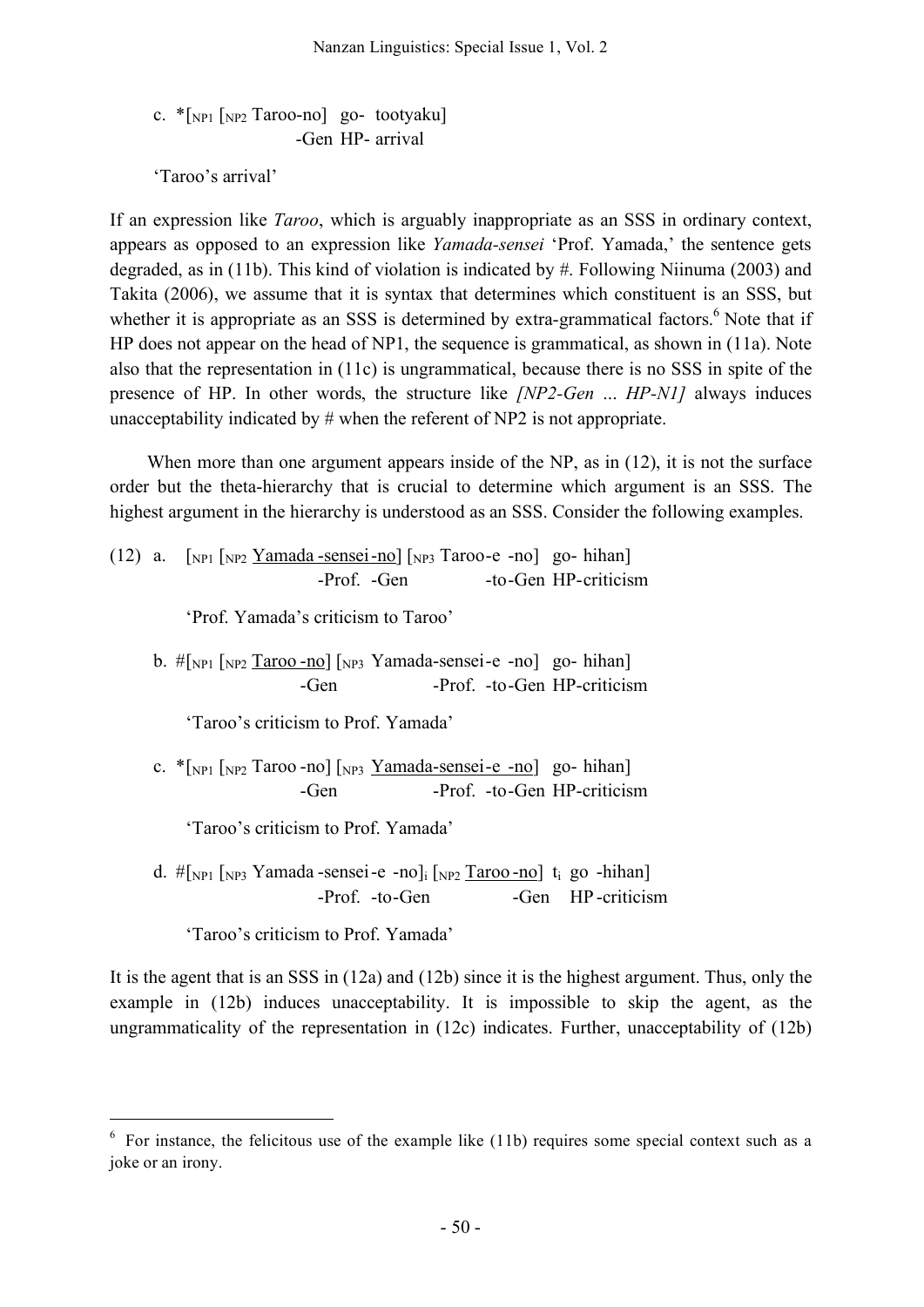c. *[$_{NP1}$ [$_{NP2}$ Taroo-no] go- tootyaku]
  -Gen HP- arrival

'Taroo's arrival'

If an expression like *Taroo*, which is arguably inappropriate as an SSS in ordinary context, appears as opposed to an expression like *Yamada-sensei* 'Prof. Yamada,' the sentence gets degraded, as in (11b). This kind of violation is indicated by #. Following Niinuma (2003) and Takita (2006), we assume that it is syntax that determines which constituent is an SSS, but whether it is appropriate as an SSS is determined by extra-grammatical factors.[6] Note that if HP does not appear on the head of NP1, the sequence is grammatical, as shown in (11a). Note also that the representation in (11c) is ungrammatical, because there is no SSS in spite of the presence of HP. In other words, the structure like *[NP2-Gen ... HP-N1]* always induces unacceptability indicated by # when the referent of NP2 is not appropriate.

When more than one argument appears inside of the NP, as in (12), it is not the surface order but the theta-hierarchy that is crucial to determine which argument is an SSS. The highest argument in the hierarchy is understood as an SSS. Consider the following examples.

(12) a. [$_{NP1}$ [$_{NP2}$ <u>Yamada-sensei-no</u>] [$_{NP3}$ Taroo-e -no] go- hihan]
  -Prof. -Gen -to-Gen HP-criticism

'Prof. Yamada's criticism to Taroo'

b. #[$_{NP1}$ [$_{NP2}$ <u>Taroo-no</u>] [$_{NP3}$ Yamada-sensei-e -no] go- hihan]
  -Gen -Prof. -to-Gen HP-criticism

'Taroo's criticism to Prof. Yamada'

c. *[$_{NP1}$ [$_{NP2}$ Taroo-no] [$_{NP3}$ <u>Yamada-sensei-e -no</u>] go- hihan]
  -Gen -Prof. -to-Gen HP-criticism

'Taroo's criticism to Prof. Yamada'

d. #[$_{NP1}$ [$_{NP3}$ Yamada-sensei-e -no]$_i$ [$_{NP2}$ <u>Taroo-no</u>] $t_i$ go -hihan]
  -Prof. -to-Gen -Gen HP-criticism

'Taroo's criticism to Prof. Yamada'

It is the agent that is an SSS in (12a) and (12b) since it is the highest argument. Thus, only the example in (12b) induces unacceptability. It is impossible to skip the agent, as the ungrammaticality of the representation in (12c) indicates. Further, unacceptability of (12b)

---

[6] For instance, the felicitous use of the example like (11b) requires some special context such as a joke or an irony.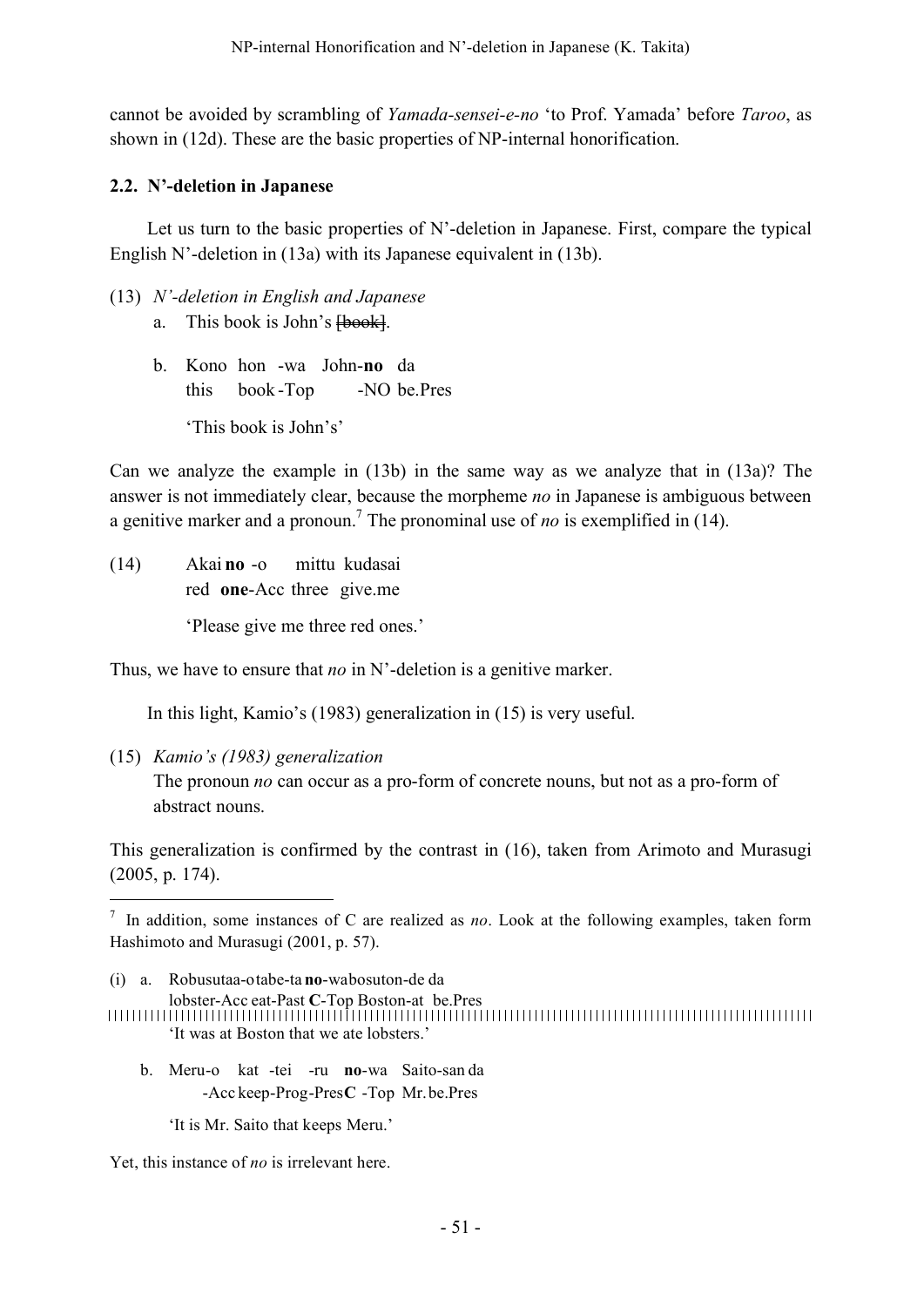cannot be avoided by scrambling of *Yamada-sensei-e-no* 'to Prof. Yamada' before *Taroo*, as shown in (12d). These are the basic properties of NP-internal honorification.

### 2.2. N'-deletion in Japanese

Let us turn to the basic properties of N'-deletion in Japanese. First, compare the typical English N'-deletion in (13a) with its Japanese equivalent in (13b).

(13) *N'-deletion in English and Japanese*

a. This book is John's ~~[book]~~.

b. Kono hon -wa John-**no** da
   this book-Top -NO be.Pres
   'This book is John's'

Can we analyze the example in (13b) in the same way as we analyze that in (13a)? The answer is not immediately clear, because the morpheme *no* in Japanese is ambiguous between a genitive marker and a pronoun.[7] The pronominal use of *no* is exemplified in (14).

(14) Akai **no** -o mittu kudasai
   red **one**-Acc three give.me
   'Please give me three red ones.'

Thus, we have to ensure that *no* in N'-deletion is a genitive marker.

In this light, Kamio's (1983) generalization in (15) is very useful.

(15) *Kamio's (1983) generalization*
   The pronoun *no* can occur as a pro-form of concrete nouns, but not as a pro-form of abstract nouns.

This generalization is confirmed by the contrast in (16), taken from Arimoto and Murasugi (2005, p. 174).

---

[7] In addition, some instances of C are realized as *no*. Look at the following examples, taken form Hashimoto and Murasugi (2001, p. 57).

(i) a. Robusutaa-o tabe-ta **no**-wa bosuton-de da
   lobster-Acc eat-Past **C**-Top Boston-at be.Pres
   'It was at Boston that we ate lobsters.'

b. Meru-o kat -tei -ru **no**-wa Saito-san da
   -Acc keep-Prog-Pres **C** -Top Mr. be.Pres
   'It is Mr. Saito that keeps Meru.'

Yet, this instance of *no* is irrelevant here.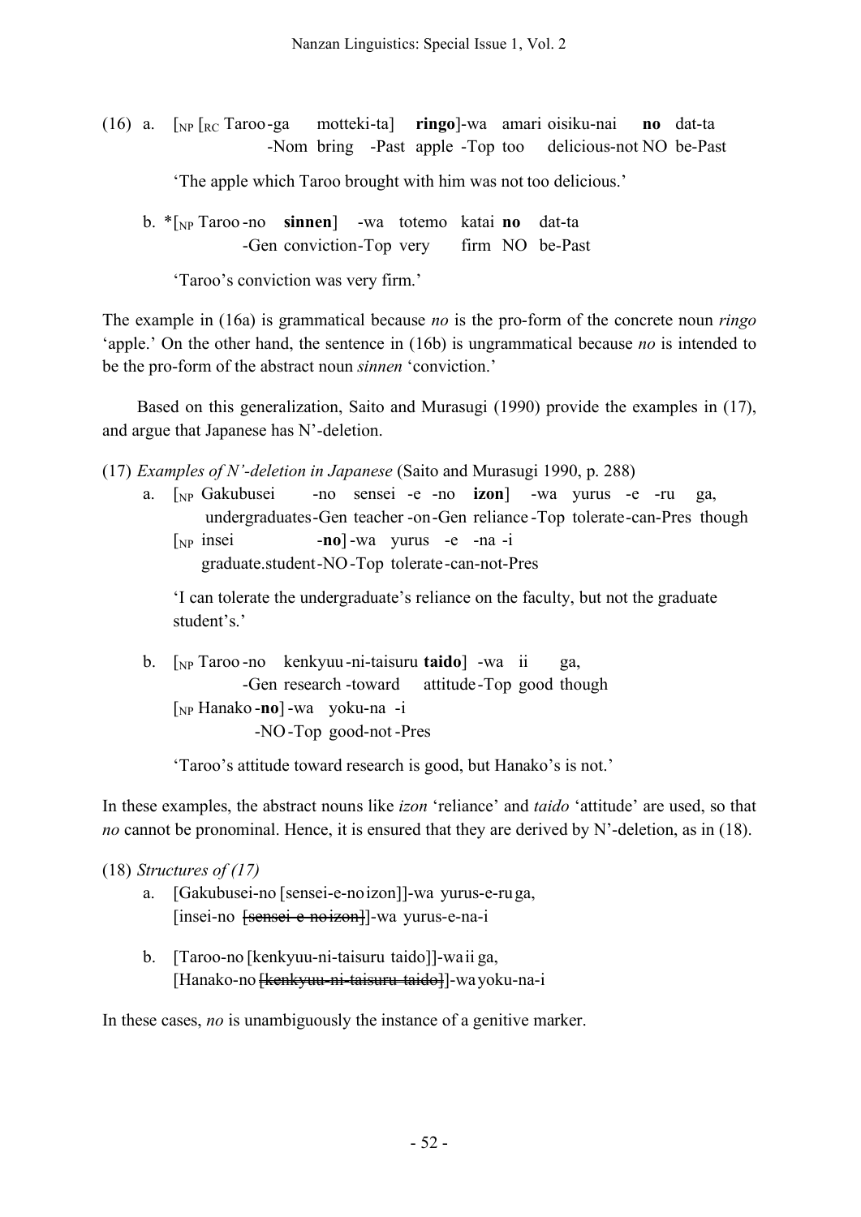(16) a. [$_{NP}$ [$_{RC}$ Taroo-ga motteki-ta] **ringo**]-wa amari oisiku-nai **no** dat-ta
-Nom bring -Past apple -Top too delicious-not NO be-Past

'The apple which Taroo brought with him was not too delicious.'

b. *[$_{NP}$ Taroo-no **sinnen**] -wa totemo katai **no** dat-ta
-Gen conviction-Top very firm NO be-Past

'Taroo's conviction was very firm.'

The example in (16a) is grammatical because *no* is the pro-form of the concrete noun *ringo* 'apple.' On the other hand, the sentence in (16b) is ungrammatical because *no* is intended to be the pro-form of the abstract noun *sinnen* 'conviction.'

Based on this generalization, Saito and Murasugi (1990) provide the examples in (17), and argue that Japanese has N'-deletion.

(17) *Examples of N'-deletion in Japanese* (Saito and Murasugi 1990, p. 288)

a. [$_{NP}$ Gakubusei -no sensei -e -no **izon**] -wa yurus -e -ru ga,
undergraduates-Gen teacher-on-Gen reliance-Top tolerate-can-Pres though
[$_{NP}$ insei -**no**] -wa yurus -e -na -i
graduate.student-NO-Top tolerate-can-not-Pres

'I can tolerate the undergraduate's reliance on the faculty, but not the graduate student's.'

b. [$_{NP}$ Taroo-no kenkyuu-ni-taisuru **taido**] -wa ii ga,
-Gen research-toward attitude-Top good though
[$_{NP}$ Hanako-**no**] -wa yoku-na -i
-NO-Top good-not-Pres

'Taroo's attitude toward research is good, but Hanako's is not.'

In these examples, the abstract nouns like *izon* 'reliance' and *taido* 'attitude' are used, so that *no* cannot be pronominal. Hence, it is ensured that they are derived by N'-deletion, as in (18).

(18) *Structures of (17)*

a. [Gakubusei-no [sensei-e-no izon]]-wa yurus-e-ru ga,
[insei-no ~~[sensei-e-no izon]~~]-wa yurus-e-na-i

b. [Taroo-no [kenkyuu-ni-taisuru taido]]-wa ii ga,
[Hanako-no ~~[kenkyuu-ni-taisuru taido]~~]-wa yoku-na-i

In these cases, *no* is unambiguously the instance of a genitive marker.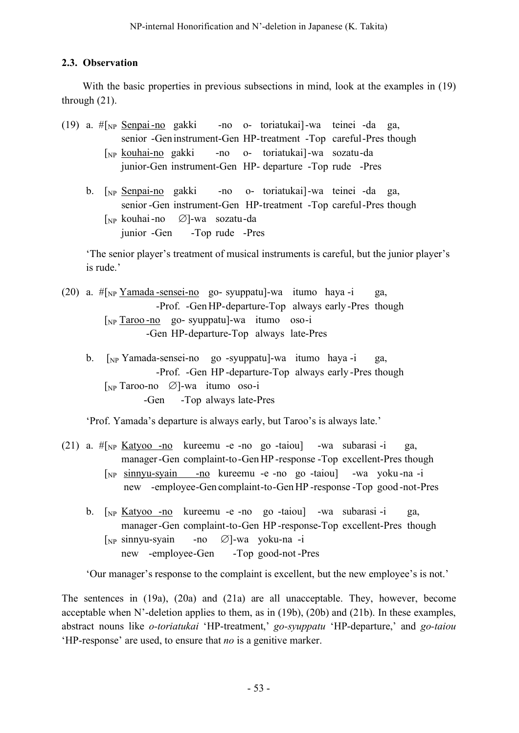### 2.3. Observation

With the basic properties in previous subsections in mind, look at the examples in (19) through (21).

(19) a. #[NP <u>Senpai-no</u> gakki -no o- toriatukai]-wa teinei -da ga,
senior -Gen instrument-Gen HP-treatment -Top careful-Pres though
[NP <u>kouhai-no</u> gakki -no o- toriatukai]-wa sozatu-da
junior-Gen instrument-Gen HP- departure -Top rude -Pres

b. [NP <u>Senpai-no</u> gakki -no o- toriatukai]-wa teinei -da ga,
senior -Gen instrument-Gen HP-treatment -Top careful-Pres though
[NP kouhai-no ∅]-wa sozatu-da
junior -Gen -Top rude -Pres

'The senior player's treatment of musical instruments is careful, but the junior player's is rude.'

(20) a. #[NP <u>Yamada-sensei-no</u> go- syuppatu]-wa itumo haya-i ga,
-Prof. -Gen HP-departure-Top always early-Pres though
[NP <u>Taroo-no</u> go- syuppatu]-wa itumo oso-i
-Gen HP-departure-Top always late-Pres

b. [NP Yamada-sensei-no go -syuppatu]-wa itumo haya-i ga,
-Prof. -Gen HP-departure-Top always early-Pres though
[NP Taroo-no ∅]-wa itumo oso-i
-Gen -Top always late-Pres

'Prof. Yamada's departure is always early, but Taroo's is always late.'

(21) a. #[NP <u>Katyoo -no</u> kureemu -e -no go -taiou] -wa subarasi-i ga,
manager-Gen complaint-to-Gen HP-response -Top excellent-Pres though
[NP <u>sinnyu-syain -no</u> kureemu -e -no go -taiou] -wa yoku-na -i
new -employee-Gen complaint-to-Gen HP-response -Top good-not-Pres

b. [NP <u>Katyoo -no</u> kureemu -e -no go -taiou] -wa subarasi-i ga,
manager-Gen complaint-to-Gen HP-response-Top excellent-Pres though
[NP sinnyu-syain -no ∅]-wa yoku-na -i
new -employee-Gen -Top good-not-Pres

'Our manager's response to the complaint is excellent, but the new employee's is not.'

The sentences in (19a), (20a) and (21a) are all unacceptable. They, however, become acceptable when N'-deletion applies to them, as in (19b), (20b) and (21b). In these examples, abstract nouns like *o-toriatukai* 'HP-treatment,' *go-syuppatu* 'HP-departure,' and *go-taiou* 'HP-response' are used, to ensure that *no* is a genitive marker.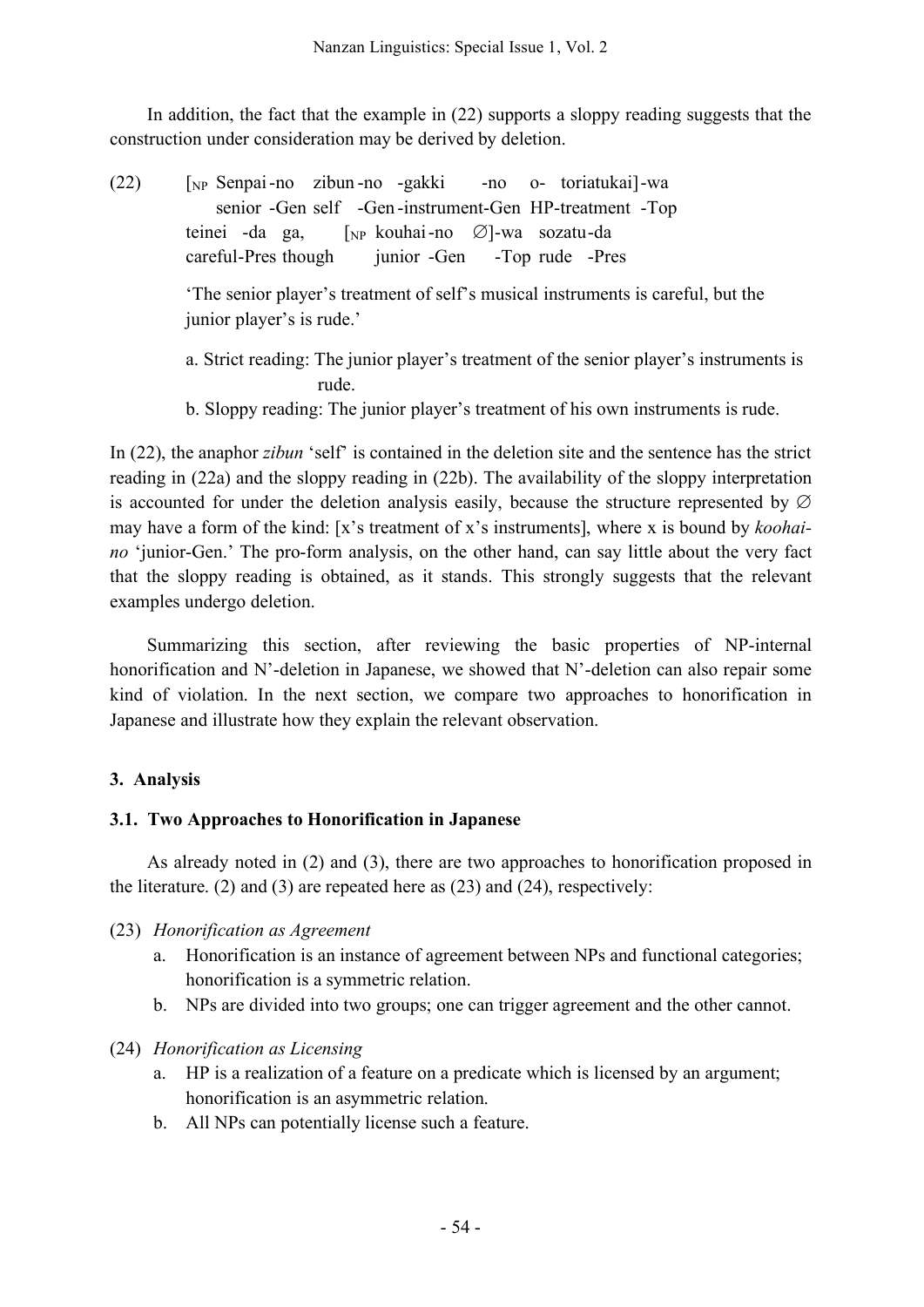In addition, the fact that the example in (22) supports a sloppy reading suggests that the construction under consideration may be derived by deletion.

(22) [$_{NP}$ Senpai-no zibun-no -gakki -no o- toriatukai]-wa
senior -Gen self -Gen-instrument-Gen HP-treatment -Top
teinei -da ga, [$_{NP}$ kouhai-no ∅]-wa sozatu-da
careful-Pres though junior -Gen -Top rude -Pres

'The senior player's treatment of self's musical instruments is careful, but the junior player's is rude.'

a. Strict reading: The junior player's treatment of the senior player's instruments is rude.
b. Sloppy reading: The junior player's treatment of his own instruments is rude.

In (22), the anaphor *zibun* 'self' is contained in the deletion site and the sentence has the strict reading in (22a) and the sloppy reading in (22b). The availability of the sloppy interpretation is accounted for under the deletion analysis easily, because the structure represented by ∅ may have a form of the kind: [x's treatment of x's instruments], where x is bound by *koohai-no* 'junior-Gen.' The pro-form analysis, on the other hand, can say little about the very fact that the sloppy reading is obtained, as it stands. This strongly suggests that the relevant examples undergo deletion.

Summarizing this section, after reviewing the basic properties of NP-internal honorification and N'-deletion in Japanese, we showed that N'-deletion can also repair some kind of violation. In the next section, we compare two approaches to honorification in Japanese and illustrate how they explain the relevant observation.

## 3. Analysis

### 3.1. Two Approaches to Honorification in Japanese

As already noted in (2) and (3), there are two approaches to honorification proposed in the literature. (2) and (3) are repeated here as (23) and (24), respectively:

(23) *Honorification as Agreement*
  a. Honorification is an instance of agreement between NPs and functional categories; honorification is a symmetric relation.
  b. NPs are divided into two groups; one can trigger agreement and the other cannot.

(24) *Honorification as Licensing*
  a. HP is a realization of a feature on a predicate which is licensed by an argument; honorification is an asymmetric relation.
  b. All NPs can potentially license such a feature.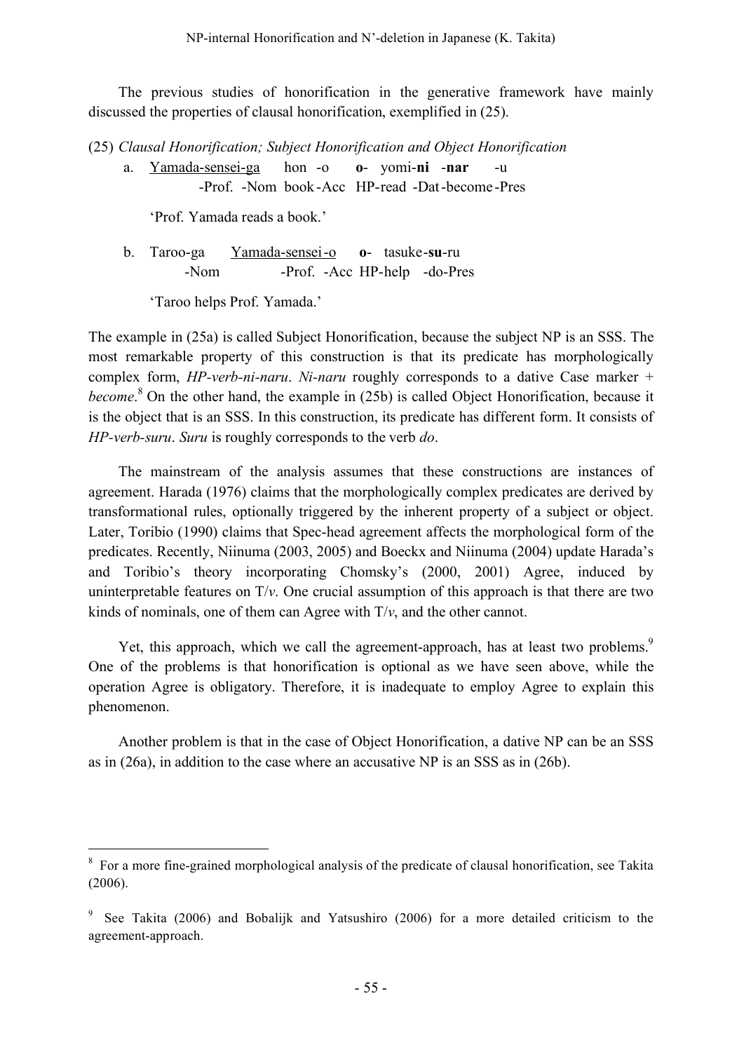The previous studies of honorification in the generative framework have mainly discussed the properties of clausal honorification, exemplified in (25).

(25) *Clausal Honorification; Subject Honorification and Object Honorification*

a. Yamada-sensei-ga hon -o **o**- yomi-**ni** -**nar** -u
   -Prof. -Nom book-Acc HP-read -Dat-become-Pres

   'Prof. Yamada reads a book.'

b. Taroo-ga Yamada-sensei-o **o**- tasuke-**su**-ru
   -Nom -Prof. -Acc HP-help -do-Pres

   'Taroo helps Prof. Yamada.'

The example in (25a) is called Subject Honorification, because the subject NP is an SSS. The most remarkable property of this construction is that its predicate has morphologically complex form, *HP-verb-ni-naru*. *Ni-naru* roughly corresponds to a dative Case marker + *become*.[8] On the other hand, the example in (25b) is called Object Honorification, because it is the object that is an SSS. In this construction, its predicate has different form. It consists of *HP-verb-suru*. *Suru* is roughly corresponds to the verb *do*.

The mainstream of the analysis assumes that these constructions are instances of agreement. Harada (1976) claims that the morphologically complex predicates are derived by transformational rules, optionally triggered by the inherent property of a subject or object. Later, Toribio (1990) claims that Spec-head agreement affects the morphological form of the predicates. Recently, Niinuma (2003, 2005) and Boeckx and Niinuma (2004) update Harada's and Toribio's theory incorporating Chomsky's (2000, 2001) Agree, induced by uninterpretable features on T/*v*. One crucial assumption of this approach is that there are two kinds of nominals, one of them can Agree with T/*v*, and the other cannot.

Yet, this approach, which we call the agreement-approach, has at least two problems.[9] One of the problems is that honorification is optional as we have seen above, while the operation Agree is obligatory. Therefore, it is inadequate to employ Agree to explain this phenomenon.

Another problem is that in the case of Object Honorification, a dative NP can be an SSS as in (26a), in addition to the case where an accusative NP is an SSS as in (26b).

---

[8] For a more fine-grained morphological analysis of the predicate of clausal honorification, see Takita (2006).

[9] See Takita (2006) and Bobalijk and Yatsushiro (2006) for a more detailed criticism to the agreement-approach.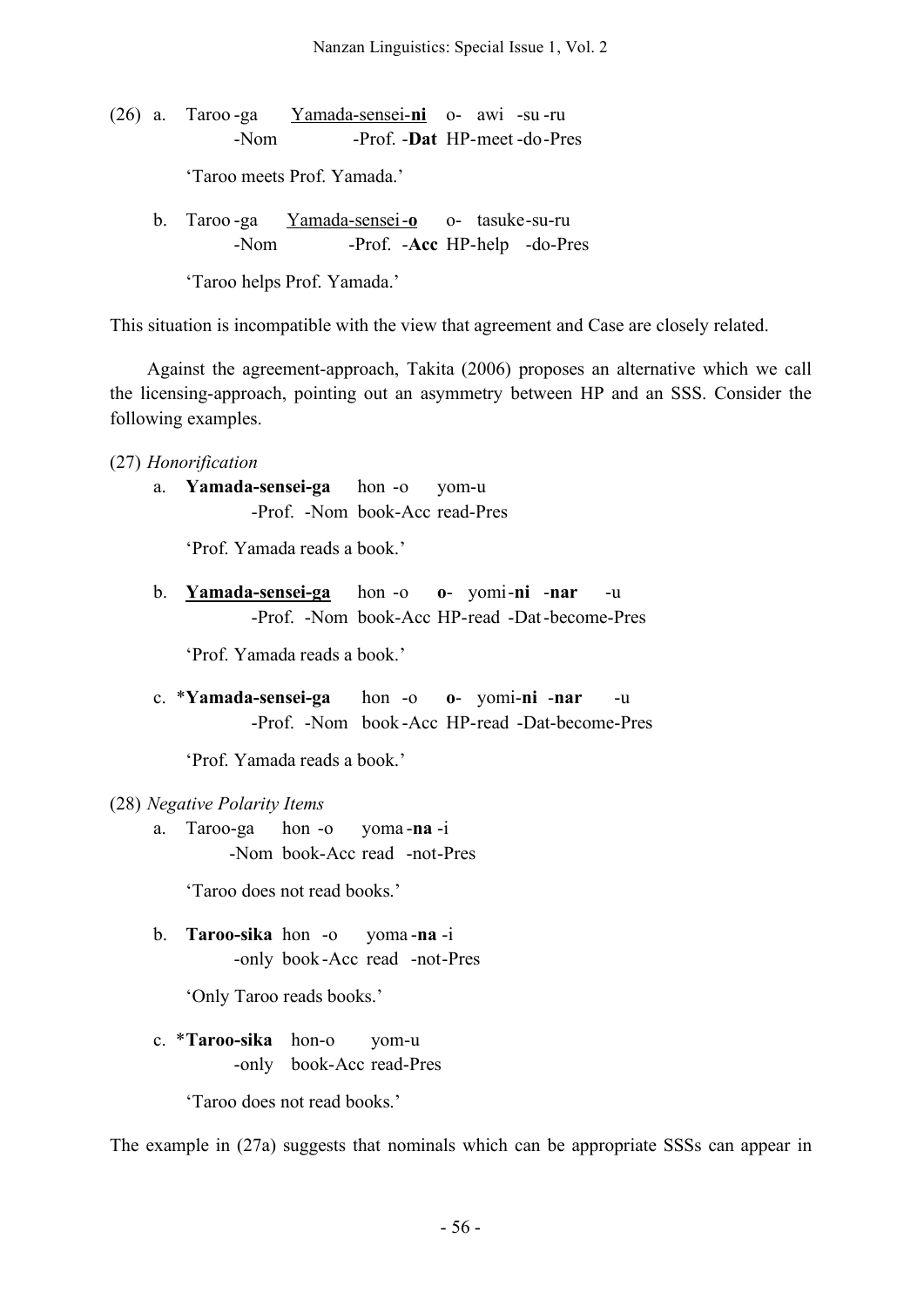(26) a. Taroo-ga <u>Yamada-sensei-**ni**</u> o- awi -su-ru
  -Nom -Prof. -**Dat** HP-meet-do-Pres

  'Taroo meets Prof. Yamada.'

b. Taroo-ga <u>Yamada-sensei-**o**</u> o- tasuke-su-ru
  -Nom -Prof. -**Acc** HP-help -do-Pres

  'Taroo helps Prof. Yamada.'

This situation is incompatible with the view that agreement and Case are closely related.

Against the agreement-approach, Takita (2006) proposes an alternative which we call the licensing-approach, pointing out an asymmetry between HP and an SSS. Consider the following examples.

(27) *Honorification*

a. **Yamada-sensei-ga** hon-o yom-u
  -Prof. -Nom book-Acc read-Pres

  'Prof. Yamada reads a book.'

b. <u>**Yamada-sensei-ga**</u> hon-o **o**- yomi-**ni** -**nar** -u
  -Prof. -Nom book-Acc HP-read -Dat-become-Pres

  'Prof. Yamada reads a book.'

c. \***Yamada-sensei-ga** hon-o **o**- yomi-**ni** -**nar** -u
  -Prof. -Nom book-Acc HP-read -Dat-become-Pres

  'Prof. Yamada reads a book.'

(28) *Negative Polarity Items*

a. Taroo-ga hon-o yoma-**na**-i
  -Nom book-Acc read -not-Pres

  'Taroo does not read books.'

b. **Taroo-sika** hon-o yoma-**na**-i
  -only book-Acc read -not-Pres

  'Only Taroo reads books.'

c. \***Taroo-sika** hon-o yom-u
  -only book-Acc read-Pres

  'Taroo does not read books.'

The example in (27a) suggests that nominals which can be appropriate SSSs can appear in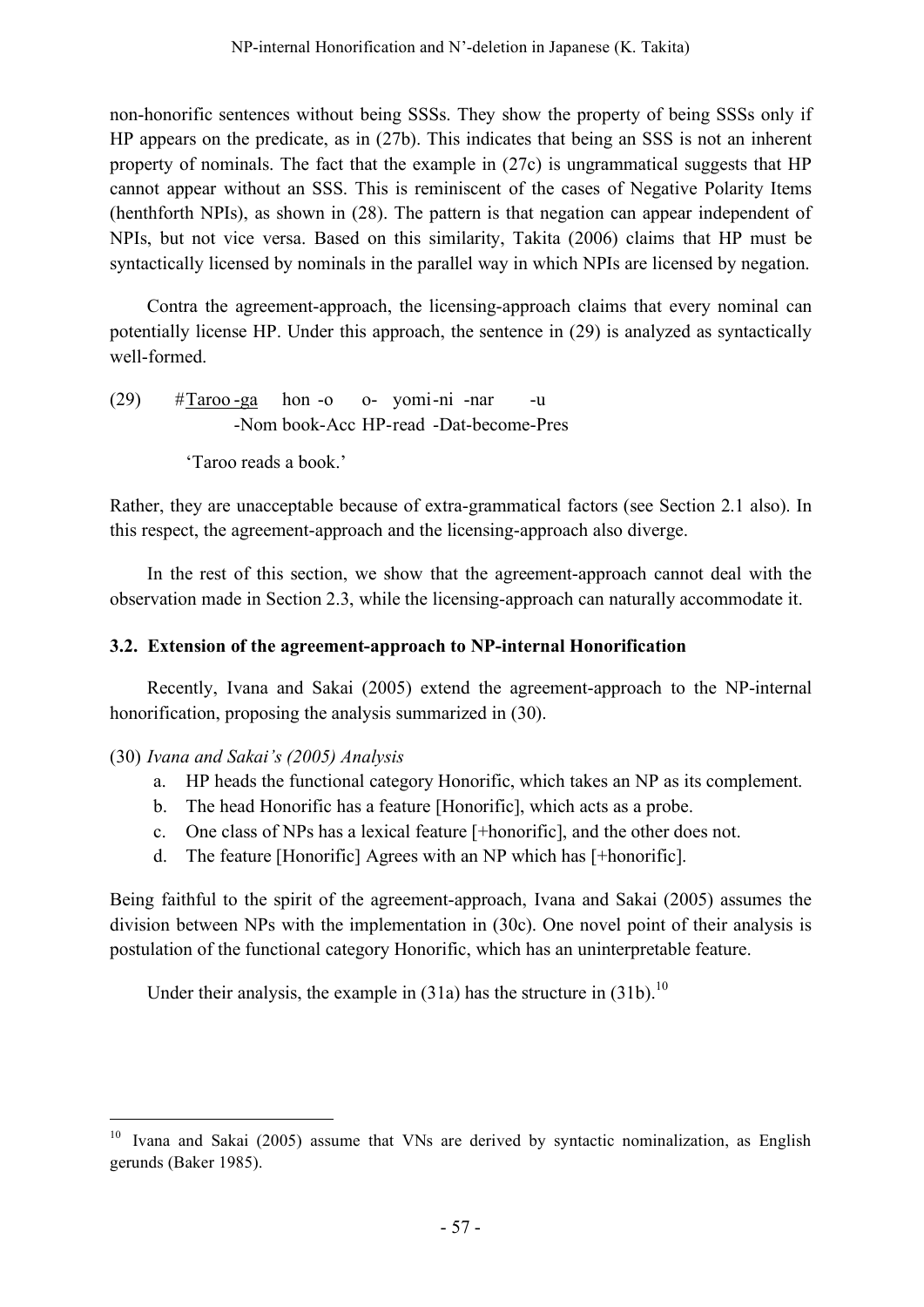non-honorific sentences without being SSSs. They show the property of being SSSs only if HP appears on the predicate, as in (27b). This indicates that being an SSS is not an inherent property of nominals. The fact that the example in (27c) is ungrammatical suggests that HP cannot appear without an SSS. This is reminiscent of the cases of Negative Polarity Items (henthforth NPIs), as shown in (28). The pattern is that negation can appear independent of NPIs, but not vice versa. Based on this similarity, Takita (2006) claims that HP must be syntactically licensed by nominals in the parallel way in which NPIs are licensed by negation.

Contra the agreement-approach, the licensing-approach claims that every nominal can potentially license HP. Under this approach, the sentence in (29) is analyzed as syntactically well-formed.

(29) #<u>Taroo-ga</u> hon-o o- yomi-ni -nar -u
-Nom book-Acc HP-read -Dat-become-Pres

'Taroo reads a book.'

Rather, they are unacceptable because of extra-grammatical factors (see Section 2.1 also). In this respect, the agreement-approach and the licensing-approach also diverge.

In the rest of this section, we show that the agreement-approach cannot deal with the observation made in Section 2.3, while the licensing-approach can naturally accommodate it.

### 3.2. Extension of the agreement-approach to NP-internal Honorification

Recently, Ivana and Sakai (2005) extend the agreement-approach to the NP-internal honorification, proposing the analysis summarized in (30).

(30) *Ivana and Sakai's (2005) Analysis*

a. HP heads the functional category Honorific, which takes an NP as its complement.
b. The head Honorific has a feature [Honorific], which acts as a probe.
c. One class of NPs has a lexical feature [+honorific], and the other does not.
d. The feature [Honorific] Agrees with an NP which has [+honorific].

Being faithful to the spirit of the agreement-approach, Ivana and Sakai (2005) assumes the division between NPs with the implementation in (30c). One novel point of their analysis is postulation of the functional category Honorific, which has an uninterpretable feature.

Under their analysis, the example in (31a) has the structure in (31b).[10]

[10] Ivana and Sakai (2005) assume that VNs are derived by syntactic nominalization, as English gerunds (Baker 1985).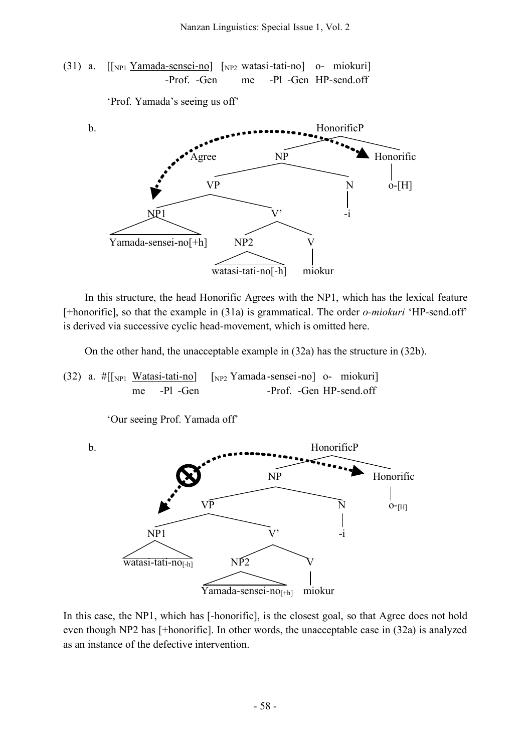(31) a. [[$_{NP1}$ Yamada-sensei-no] [$_{NP2}$ watasi-tati-no] o- miokuri]
-Prof. -Gen me -Pl -Gen HP-send.off

'Prof. Yamada's seeing us off'

b.

```
                                        HonorificP
                           Agree      NP            Honorific
                      VP                  N          o-[H]
              NP1           V'            -i
   Yamada-sensei-no[+h]   NP2        V
               watasi-tati-no[-h]  miokur
```

In this structure, the head Honorific Agrees with the NP1, which has the lexical feature [+honorific], so that the example in (31a) is grammatical. The order *o-miokuri* 'HP-send.off' is derived via successive cyclic head-movement, which is omitted here.

On the other hand, the unacceptable example in (32a) has the structure in (32b).

(32) a. #[[$_{NP1}$ Watasi-tati-no] [$_{NP2}$ Yamada-sensei-no] o- miokuri]
me -Pl -Gen -Prof. -Gen HP-send.off

'Our seeing Prof. Yamada off'

b.

```
                                        HonorificP
                    ⊘                 NP            Honorific
                      VP                  N          o-[H]
              NP1           V'            -i
   watasi-tati-no[-h]     NP2        V
               Yamada-sensei-no[+h]  miokur
```

In this case, the NP1, which has [-honorific], is the closest goal, so that Agree does not hold even though NP2 has [+honorific]. In other words, the unacceptable case in (32a) is analyzed as an instance of the defective intervention.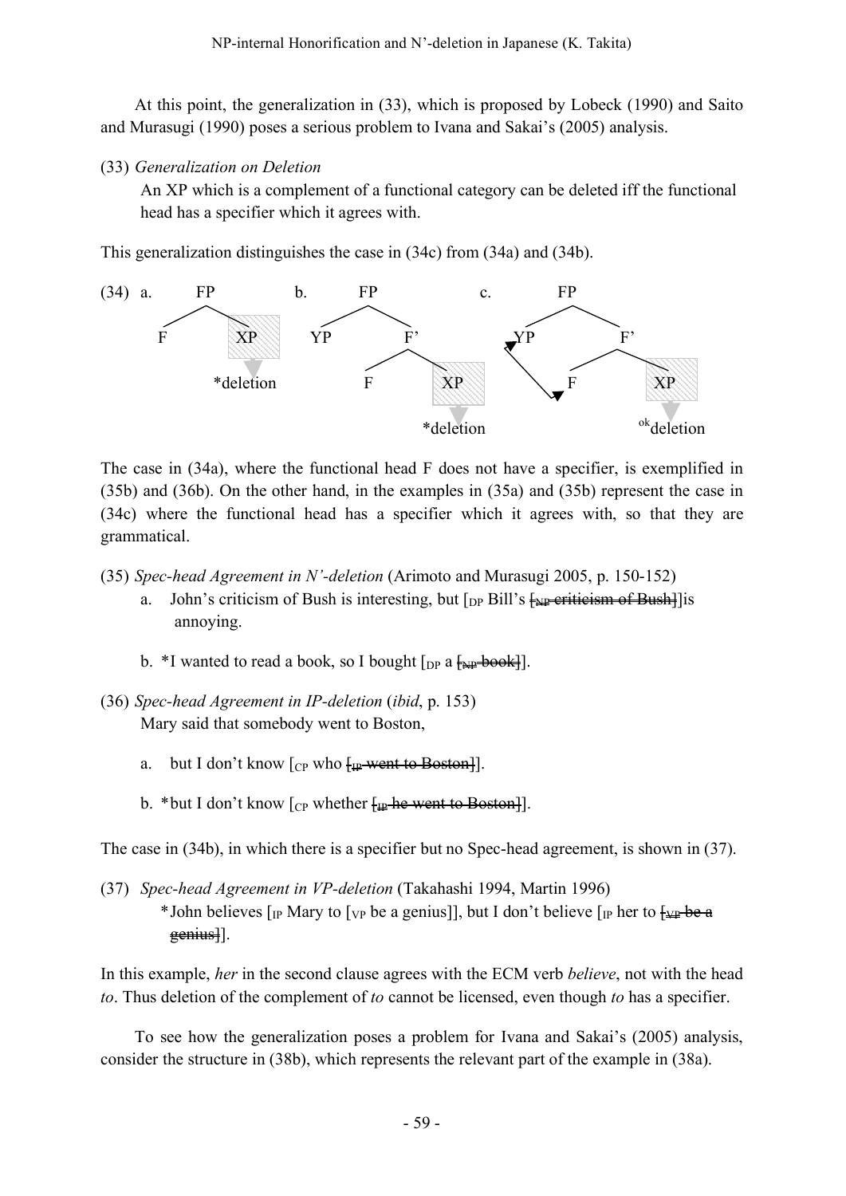At this point, the generalization in (33), which is proposed by Lobeck (1990) and Saito and Murasugi (1990) poses a serious problem to Ivana and Sakai's (2005) analysis.

(33) *Generalization on Deletion*
An XP which is a complement of a functional category can be deleted iff the functional head has a specifier which it agrees with.

This generalization distinguishes the case in (34c) from (34a) and (34b).

(34) a. [FP F [XP]] — *deletion
b. [FP YP [F' F [XP]]] — *deletion
c. [FP YP [F' F [XP]]] (YP agrees with F) — [ok]deletion

The case in (34a), where the functional head F does not have a specifier, is exemplified in (35b) and (36b). On the other hand, in the examples in (35a) and (35b) represent the case in (34c) where the functional head has a specifier which it agrees with, so that they are grammatical.

(35) *Spec-head Agreement in N'-deletion* (Arimoto and Murasugi 2005, p. 150-152)
a. John's criticism of Bush is interesting, but [DP Bill's ~~[NP criticism of Bush]~~]is annoying.
b. *I wanted to read a book, so I bought [DP a ~~[NP book]~~].

(36) *Spec-head Agreement in IP-deletion* (*ibid*, p. 153)
Mary said that somebody went to Boston,
a. but I don't know [CP who ~~[IP went to Boston]~~].
b. *but I don't know [CP whether ~~[IP he went to Boston]~~].

The case in (34b), in which there is a specifier but no Spec-head agreement, is shown in (37).

(37) *Spec-head Agreement in VP-deletion* (Takahashi 1994, Martin 1996)
*John believes [IP Mary to [VP be a genius]], but I don't believe [IP her to ~~[VP be a genius]~~].

In this example, *her* in the second clause agrees with the ECM verb *believe*, not with the head *to*. Thus deletion of the complement of *to* cannot be licensed, even though *to* has a specifier.

To see how the generalization poses a problem for Ivana and Sakai's (2005) analysis, consider the structure in (38b), which represents the relevant part of the example in (38a).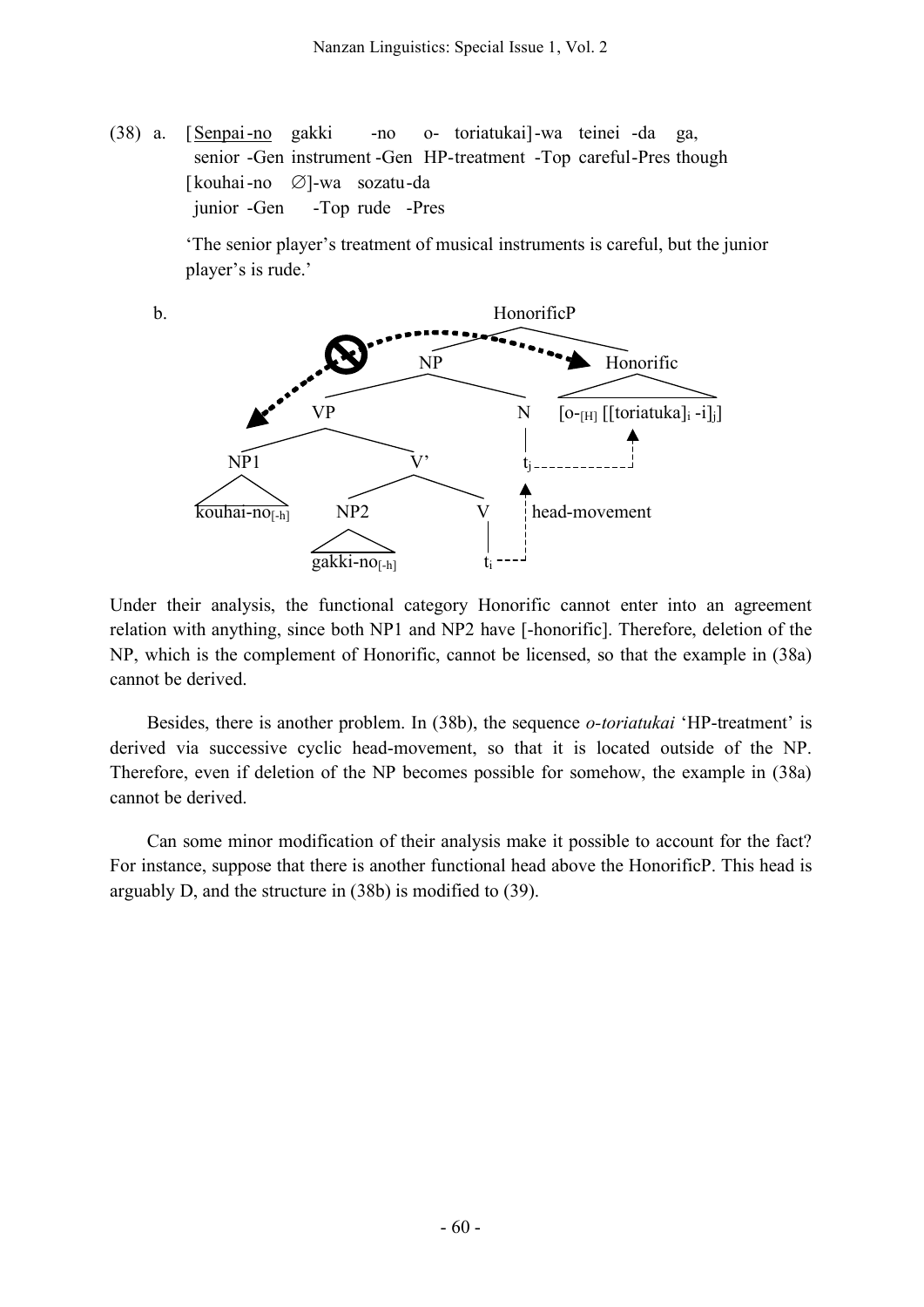(38) a. [ <u>Senpai</u>-no gakki -no o- toriatukai]-wa teinei -da ga,
senior -Gen instrument -Gen HP-treatment -Top careful-Pres though
[ kouhai-no ∅]-wa sozatu-da
junior -Gen -Top rude -Pres

'The senior player's treatment of musical instruments is careful, but the junior player's is rude.'

b.

```
                                  HonorificP
                                 /          \
                              NP             Honorific
                            /    \               |
                         VP       N      [o-[H] [[toriatuka]i -i]j]
                       /    \     |                ^
                    NP1      V'   tj - - - - - - - -
                     |      /  \  ^
          kouhai-no[-h]  NP2    V | head-movement
                          |     |  |
                  gakki-no[-h]  ti -
```

(Dotted arrow between Honorific and NP1, marked as blocked.)

Under their analysis, the functional category Honorific cannot enter into an agreement relation with anything, since both NP1 and NP2 have [-honorific]. Therefore, deletion of the NP, which is the complement of Honorific, cannot be licensed, so that the example in (38a) cannot be derived.

Besides, there is another problem. In (38b), the sequence *o-toriatukai* 'HP-treatment' is derived via successive cyclic head-movement, so that it is located outside of the NP. Therefore, even if deletion of the NP becomes possible for somehow, the example in (38a) cannot be derived.

Can some minor modification of their analysis make it possible to account for the fact? For instance, suppose that there is another functional head above the HonorificP. This head is arguably D, and the structure in (38b) is modified to (39).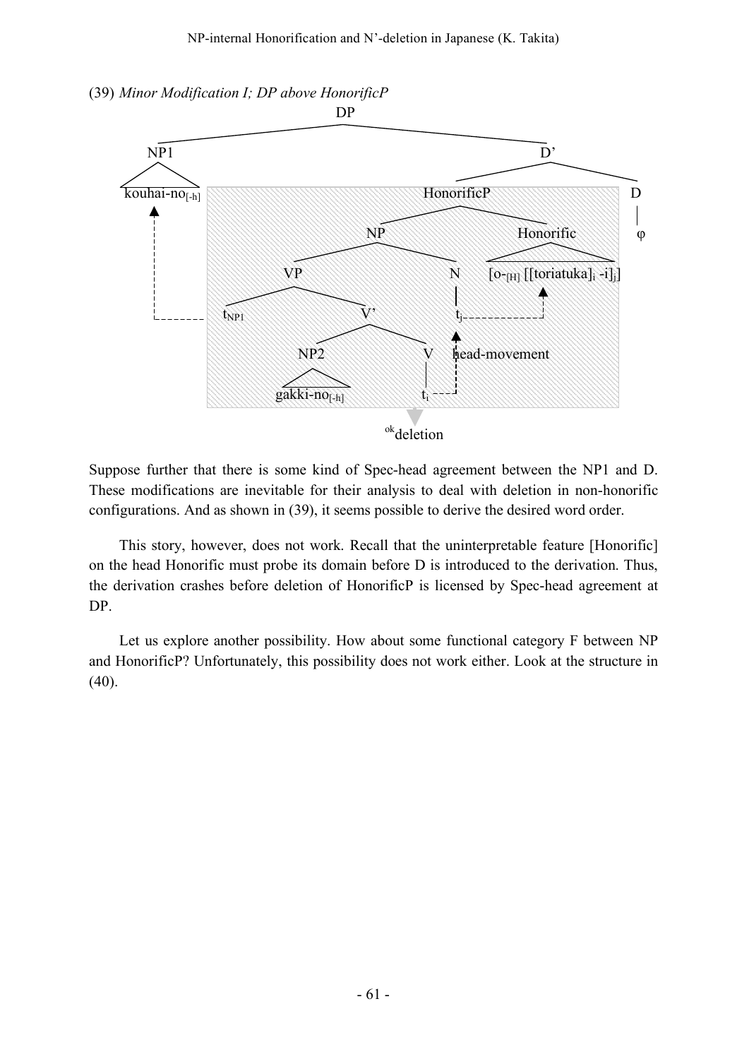(39) *Minor Modification I; DP above HonorificP*

```
DP
├── NP1
│   └── kouhai-no[-h]   ◄-----------------------------┐
└── D'                                                 |
    ├── HonorificP   (shaded: okdeletion)              |
    │   ├── NP                                         |
    │   │   ├── VP                                     |
    │   │   │   ├── t_NP1  ----------------------------┘
    │   │   │   └── V'
    │   │   │       ├── NP2
    │   │   │       │   └── gakki-no[-h]
    │   │   │       └── V
    │   │   │           └── t_i  ---┐
    │   │   └── N                   | head-movement
    │   │       └── t_j  ◄----------┘ ---┐
    │   └── Honorific                     |
    │       └── [o-[H] [[toriatuka]_i -i]_j]  ◄┘
    └── D
        └── φ
```

$^{ok}$deletion

Suppose further that there is some kind of Spec-head agreement between the NP1 and D. These modifications are inevitable for their analysis to deal with deletion in non-honorific configurations. And as shown in (39), it seems possible to derive the desired word order.

This story, however, does not work. Recall that the uninterpretable feature [Honorific] on the head Honorific must probe its domain before D is introduced to the derivation. Thus, the derivation crashes before deletion of HonorificP is licensed by Spec-head agreement at DP.

Let us explore another possibility. How about some functional category F between NP and HonorificP? Unfortunately, this possibility does not work either. Look at the structure in (40).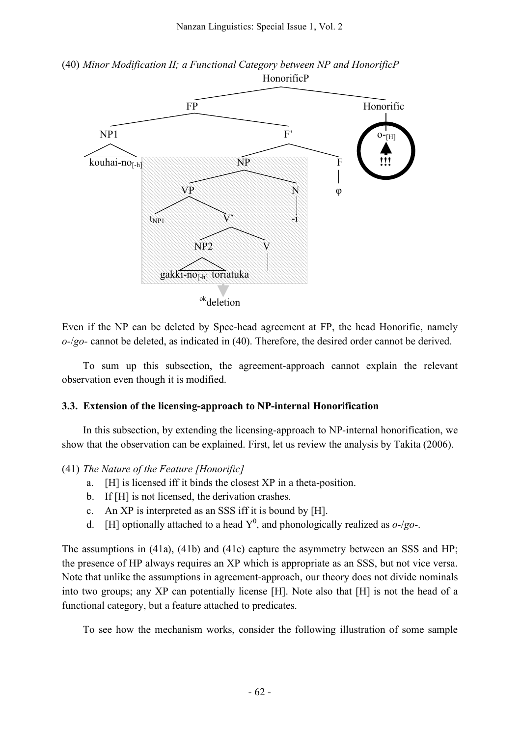(40) *Minor Modification II; a Functional Category between NP and HonorificP*

```
                              HonorificP
                  ________________|________________
                 FP                                Honorific
         ________|________                             |
       NP1                F'                        o-[H]
        |          _______|_______                   ▲
  kouhai-no[-h]   NP              F                 !!!
              ____|____           |
             VP        N          φ
          ___|___      |
       tNP1     V'    -i
             ___|___
           NP2      V
            |       |
     gakki-no[-h] toriatuka
            ▼
        okdeletion
```

Even if the NP can be deleted by Spec-head agreement at FP, the head Honorific, namely *o-*/*go-* cannot be deleted, as indicated in (40). Therefore, the desired order cannot be derived.

To sum up this subsection, the agreement-approach cannot explain the relevant observation even though it is modified.

### 3.3. Extension of the licensing-approach to NP-internal Honorification

In this subsection, by extending the licensing-approach to NP-internal honorification, we show that the observation can be explained. First, let us review the analysis by Takita (2006).

(41) *The Nature of the Feature [Honorific]*

a. [H] is licensed iff it binds the closest XP in a theta-position.
b. If [H] is not licensed, the derivation crashes.
c. An XP is interpreted as an SSS iff it is bound by [H].
d. [H] optionally attached to a head $Y^0$, and phonologically realized as *o-*/*go-*.

The assumptions in (41a), (41b) and (41c) capture the asymmetry between an SSS and HP; the presence of HP always requires an XP which is appropriate as an SSS, but not vice versa. Note that unlike the assumptions in agreement-approach, our theory does not divide nominals into two groups; any XP can potentially license [H]. Note also that [H] is not the head of a functional category, but a feature attached to predicates.

To see how the mechanism works, consider the following illustration of some sample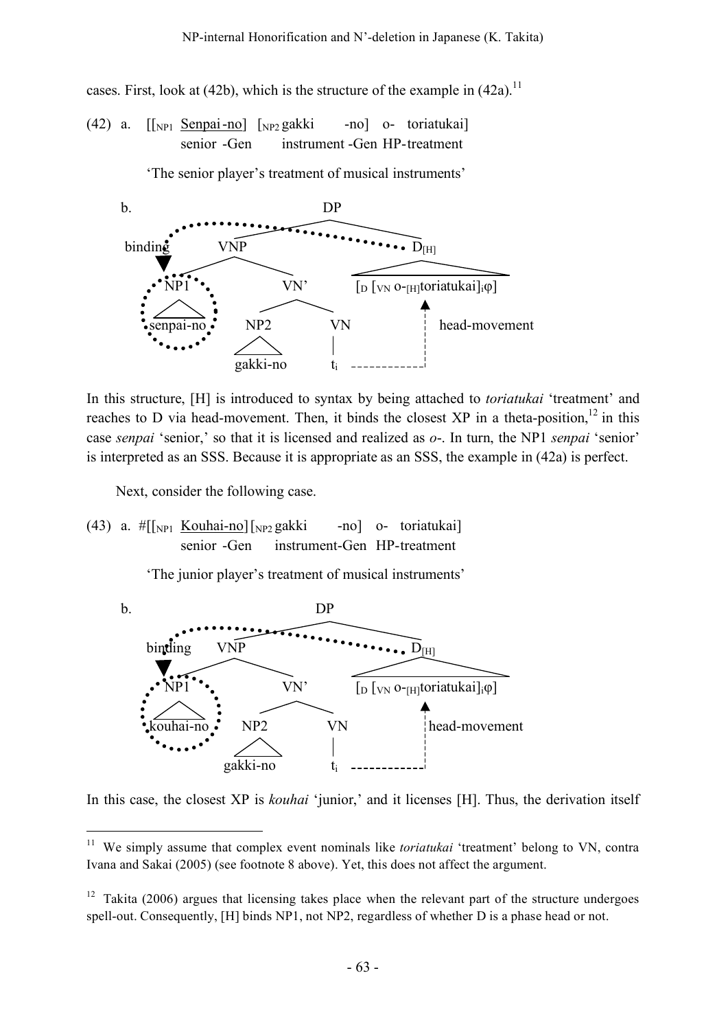cases. First, look at (42b), which is the structure of the example in (42a).[11]

(42) a. [[$_{NP1}$ Senpai-no] [$_{NP2}$ gakki -no] o- toriatukai]
senior -Gen instrument -Gen HP-treatment

'The senior player's treatment of musical instruments'

b. [DP [VNP [NP1 senpai-no] [VN' [NP2 gakki-no] [VN $t_i$]]] [$D_{[H]}$ [$_D$ [$_{VN}$ o-$_{[H]}$toriatukai]$_i$φ]]]
(binding: $D_{[H]}$ → NP1; head-movement: $t_i$ → D)

In this structure, [H] is introduced to syntax by being attached to *toriatukai* 'treatment' and reaches to D via head-movement. Then, it binds the closest XP in a theta-position,[12] in this case *senpai* 'senior,' so that it is licensed and realized as *o*-. In turn, the NP1 *senpai* 'senior' is interpreted as an SSS. Because it is appropriate as an SSS, the example in (42a) is perfect.

Next, consider the following case.

(43) a. #[[$_{NP1}$ Kouhai-no] [$_{NP2}$ gakki -no] o- toriatukai]
senior -Gen instrument-Gen HP-treatment

'The junior player's treatment of musical instruments'

b. [DP [VNP [NP1 kouhai-no] [VN' [NP2 gakki-no] [VN $t_i$]]] [$D_{[H]}$ [$_D$ [$_{VN}$ o-$_{[H]}$toriatukai]$_i$φ]]]
(binding: $D_{[H]}$ → NP1; head-movement: $t_i$ → D)

In this case, the closest XP is *kouhai* 'junior,' and it licenses [H]. Thus, the derivation itself

---

[11] We simply assume that complex event nominals like *toriatukai* 'treatment' belong to VN, contra Ivana and Sakai (2005) (see footnote 8 above). Yet, this does not affect the argument.

[12] Takita (2006) argues that licensing takes place when the relevant part of the structure undergoes spell-out. Consequently, [H] binds NP1, not NP2, regardless of whether D is a phase head or not.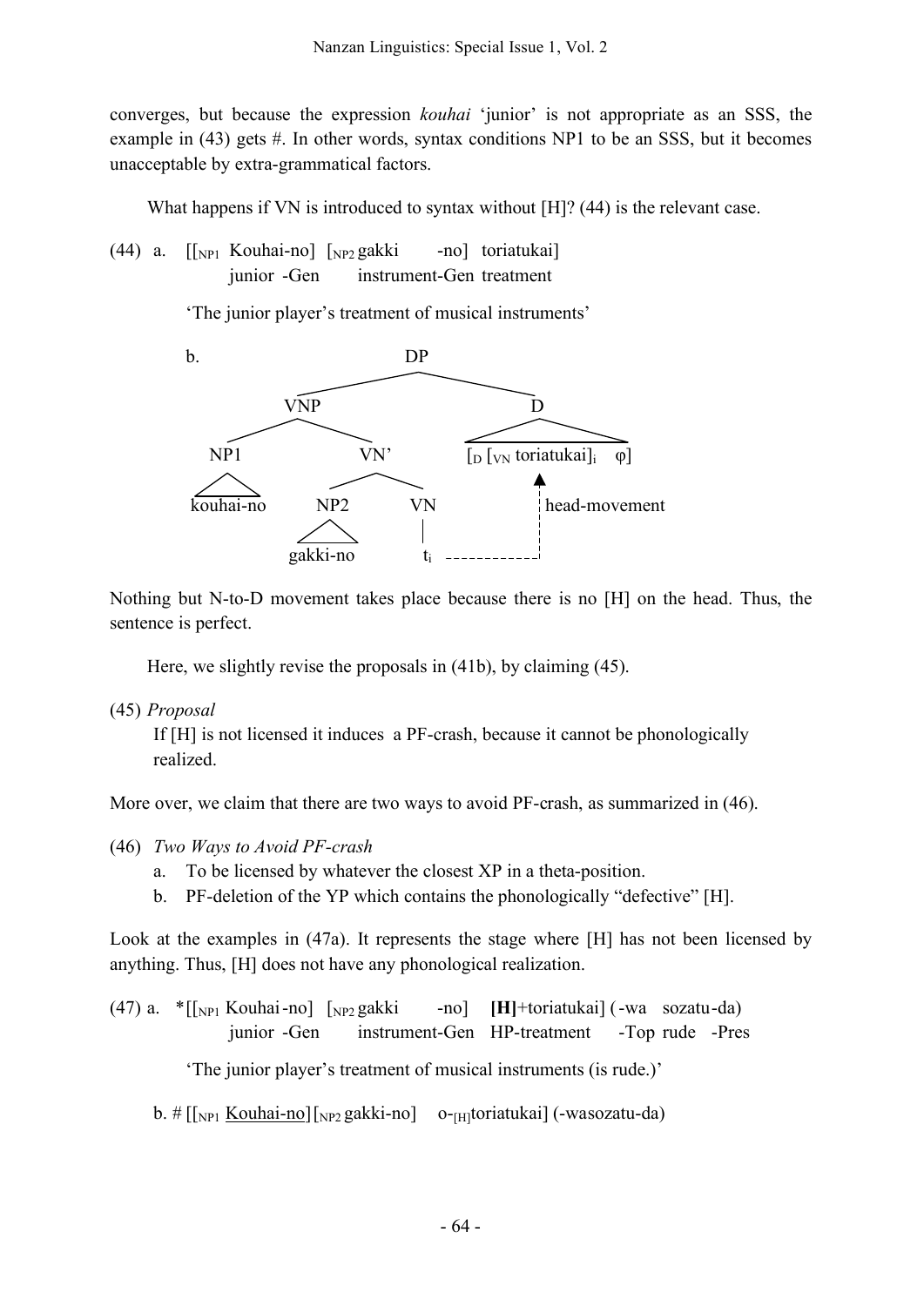converges, but because the expression *kouhai* 'junior' is not appropriate as an SSS, the example in (43) gets #. In other words, syntax conditions NP1 to be an SSS, but it becomes unacceptable by extra-grammatical factors.

What happens if VN is introduced to syntax without [H]? (44) is the relevant case.

(44) a. [[$_{NP1}$ Kouhai-no] [$_{NP2}$ gakki -no] toriatukai]
junior -Gen instrument-Gen treatment

'The junior player's treatment of musical instruments'

b.

```
                        DP
              ____________|____________
             VNP                       D
        ______|______           _______|_______
      NP1           VN'        [D [VN toriatukai]i  φ]
       |        _____|_____               ▲
   kouhai-no  NP2         VN              ¦ head-movement
               |           |              ¦
            gakki-no       ti  ------------
```

Nothing but N-to-D movement takes place because there is no [H] on the head. Thus, the sentence is perfect.

Here, we slightly revise the proposals in (41b), by claiming (45).

(45) *Proposal*
If [H] is not licensed it induces a PF-crash, because it cannot be phonologically realized.

More over, we claim that there are two ways to avoid PF-crash, as summarized in (46).

(46) *Two Ways to Avoid PF-crash*
a. To be licensed by whatever the closest XP in a theta-position.
b. PF-deletion of the YP which contains the phonologically "defective" [H].

Look at the examples in (47a). It represents the stage where [H] has not been licensed by anything. Thus, [H] does not have any phonological realization.

(47) a. *[[$_{NP1}$ Kouhai-no] [$_{NP2}$ gakki -no] **[H]**+toriatukai] (-wa sozatu-da)
junior -Gen instrument-Gen HP-treatment -Top rude -Pres

'The junior player's treatment of musical instruments (is rude.)'

b. # [[$_{NP1}$ <u>Kouhai-no</u>] [$_{NP2}$ gakki-no] o-$_{[H]}$toriatukai] (-wasozatu-da)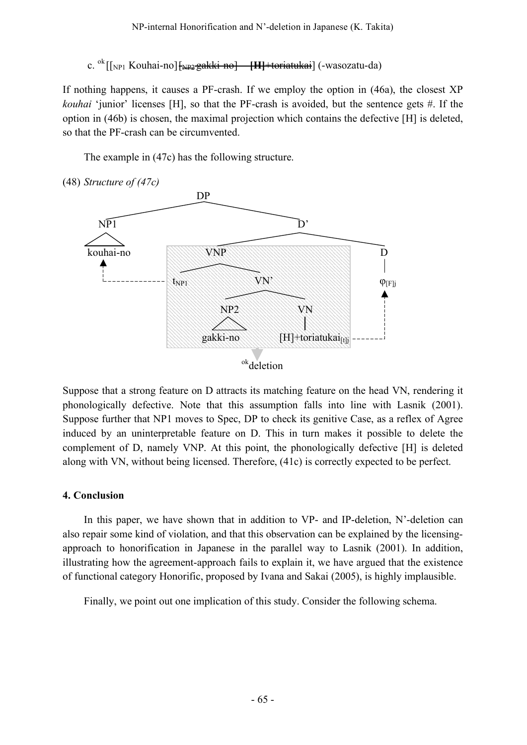c. $^{ok}$[[$_{NP1}$ Kouhai-no] ~~[$_{NP2}$ gakki-no] [H]+toriatukai~~] (-wasozatu-da)

If nothing happens, it causes a PF-crash. If we employ the option in (46a), the closest XP *kouhai* 'junior' licenses [H], so that the PF-crash is avoided, but the sentence gets #. If the option in (46b) is chosen, the maximal projection which contains the defective [H] is deleted, so that the PF-crash can be circumvented.

The example in (47c) has the following structure.

(48) *Structure of (47c)*

```
                         DP
            ____________/  \____________
           NP1                          D'
           /\                 _________/  \_________
      kouhai-no              VNP                    D
          ^              ___/   \___                |
          |            t_NP1        VN'           φ[F]j
          |              |       __/   \__          ^
          '- - - - - - - '     NP2       VN         |
                                /\        |         |
                          gakki-no  [H]+toriatukai[t]j - - '
                      [VNP box]
                         ↓
                     ok deletion
```

Suppose that a strong feature on D attracts its matching feature on the head VN, rendering it phonologically defective. Note that this assumption falls into line with Lasnik (2001). Suppose further that NP1 moves to Spec, DP to check its genitive Case, as a reflex of Agree induced by an uninterpretable feature on D. This in turn makes it possible to delete the complement of D, namely VNP. At this point, the phonologically defective [H] is deleted along with VN, without being licensed. Therefore, (41c) is correctly expected to be perfect.

## 4. Conclusion

In this paper, we have shown that in addition to VP- and IP-deletion, N'-deletion can also repair some kind of violation, and that this observation can be explained by the licensing-approach to honorification in Japanese in the parallel way to Lasnik (2001). In addition, illustrating how the agreement-approach fails to explain it, we have argued that the existence of functional category Honorific, proposed by Ivana and Sakai (2005), is highly implausible.

Finally, we point out one implication of this study. Consider the following schema.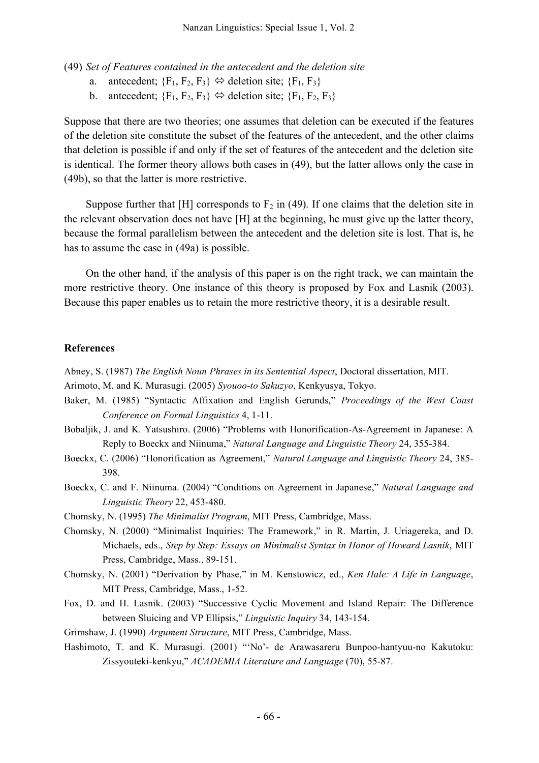(49) *Set of Features contained in the antecedent and the deletion site*

a. antecedent; $\{F_1, F_2, F_3\} \Leftrightarrow$ deletion site; $\{F_1, F_3\}$

b. antecedent; $\{F_1, F_2, F_3\} \Leftrightarrow$ deletion site; $\{F_1, F_2, F_3\}$

Suppose that there are two theories; one assumes that deletion can be executed if the features of the deletion site constitute the subset of the features of the antecedent, and the other claims that deletion is possible if and only if the set of features of the antecedent and the deletion site is identical. The former theory allows both cases in (49), but the latter allows only the case in (49b), so that the latter is more restrictive.

Suppose further that [H] corresponds to $F_2$ in (49). If one claims that the deletion site in the relevant observation does not have [H] at the beginning, he must give up the latter theory, because the formal parallelism between the antecedent and the deletion site is lost. That is, he has to assume the case in (49a) is possible.

On the other hand, if the analysis of this paper is on the right track, we can maintain the more restrictive theory. One instance of this theory is proposed by Fox and Lasnik (2003). Because this paper enables us to retain the more restrictive theory, it is a desirable result.

## References

Abney, S. (1987) *The English Noun Phrases in its Sentential Aspect*, Doctoral dissertation, MIT.

Arimoto, M. and K. Murasugi. (2005) *Syouoo-to Sakuzyo*, Kenkyusya, Tokyo.

Baker, M. (1985) "Syntactic Affixation and English Gerunds," *Proceedings of the West Coast Conference on Formal Linguistics* 4, 1-11.

Bobaljik, J. and K. Yatsushiro. (2006) "Problems with Honorification-As-Agreement in Japanese: A Reply to Boeckx and Niinuma," *Natural Language and Linguistic Theory* 24, 355-384.

Boeckx, C. (2006) "Honorification as Agreement," *Natural Language and Linguistic Theory* 24, 385-398.

Boeckx, C. and F. Niinuma. (2004) "Conditions on Agreement in Japanese," *Natural Language and Linguistic Theory* 22, 453-480.

Chomsky, N. (1995) *The Minimalist Program*, MIT Press, Cambridge, Mass.

Chomsky, N. (2000) "Minimalist Inquiries: The Framework," in R. Martin, J. Uriagereka, and D. Michaels, eds., *Step by Step: Essays on Minimalist Syntax in Honor of Howard Lasnik*, MIT Press, Cambridge, Mass., 89-151.

Chomsky, N. (2001) "Derivation by Phase," in M. Kenstowicz, ed., *Ken Hale: A Life in Language*, MIT Press, Cambridge, Mass., 1-52.

Fox, D. and H. Lasnik. (2003) "Successive Cyclic Movement and Island Repair: The Difference between Sluicing and VP Ellipsis," *Linguistic Inquiry* 34, 143-154.

Grimshaw, J. (1990) *Argument Structure*, MIT Press, Cambridge, Mass.

Hashimoto, T. and K. Murasugi. (2001) "'No'- de Arawasareru Bunpoo-hantyuu-no Kakutoku: Zissyouteki-kenkyu," *ACADEMIA Literature and Language* (70), 55-87.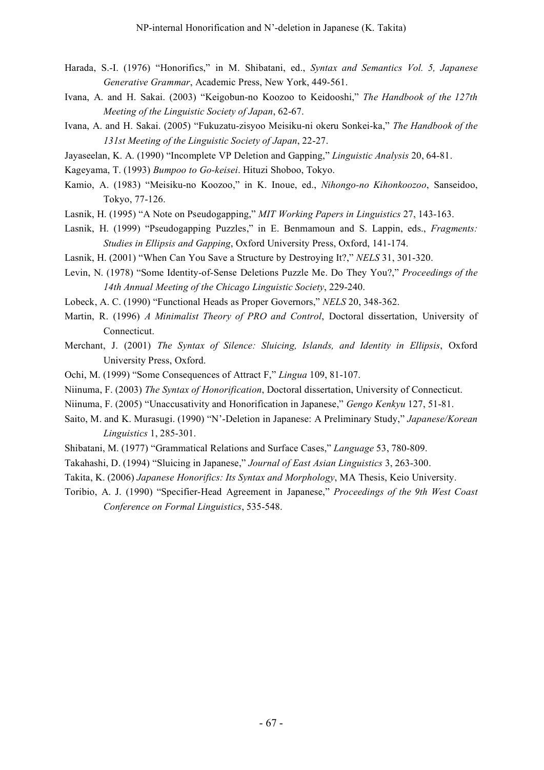Harada, S.-I. (1976) "Honorifics," in M. Shibatani, ed., *Syntax and Semantics Vol. 5, Japanese Generative Grammar*, Academic Press, New York, 449-561.

Ivana, A. and H. Sakai. (2003) "Keigobun-no Koozoo to Keidooshi," *The Handbook of the 127th Meeting of the Linguistic Society of Japan*, 62-67.

Ivana, A. and H. Sakai. (2005) "Fukuzatu-zisyoo Meisiku-ni okeru Sonkei-ka," *The Handbook of the 131st Meeting of the Linguistic Society of Japan*, 22-27.

Jayaseelan, K. A. (1990) "Incomplete VP Deletion and Gapping," *Linguistic Analysis* 20, 64-81.

Kageyama, T. (1993) *Bumpoo to Go-keisei*. Hituzi Shoboo, Tokyo.

Kamio, A. (1983) "Meisiku-no Koozoo," in K. Inoue, ed., *Nihongo-no Kihonkoozoo*, Sanseidoo, Tokyo, 77-126.

Lasnik, H. (1995) "A Note on Pseudogapping," *MIT Working Papers in Linguistics* 27, 143-163.

Lasnik, H. (1999) "Pseudogapping Puzzles," in E. Benmamoun and S. Lappin, eds., *Fragments: Studies in Ellipsis and Gapping*, Oxford University Press, Oxford, 141-174.

Lasnik, H. (2001) "When Can You Save a Structure by Destroying It?," *NELS* 31, 301-320.

Levin, N. (1978) "Some Identity-of-Sense Deletions Puzzle Me. Do They You?," *Proceedings of the 14th Annual Meeting of the Chicago Linguistic Society*, 229-240.

Lobeck, A. C. (1990) "Functional Heads as Proper Governors," *NELS* 20, 348-362.

Martin, R. (1996) *A Minimalist Theory of PRO and Control*, Doctoral dissertation, University of Connecticut.

Merchant, J. (2001) *The Syntax of Silence: Sluicing, Islands, and Identity in Ellipsis*, Oxford University Press, Oxford.

Ochi, M. (1999) "Some Consequences of Attract F," *Lingua* 109, 81-107.

Niinuma, F. (2003) *The Syntax of Honorification*, Doctoral dissertation, University of Connecticut.

Niinuma, F. (2005) "Unaccusativity and Honorification in Japanese," *Gengo Kenkyu* 127, 51-81.

Saito, M. and K. Murasugi. (1990) "N'-Deletion in Japanese: A Preliminary Study," *Japanese/Korean Linguistics* 1, 285-301.

Shibatani, M. (1977) "Grammatical Relations and Surface Cases," *Language* 53, 780-809.

Takahashi, D. (1994) "Sluicing in Japanese," *Journal of East Asian Linguistics* 3, 263-300.

Takita, K. (2006) *Japanese Honorifics: Its Syntax and Morphology*, MA Thesis, Keio University.

Toribio, A. J. (1990) "Specifier-Head Agreement in Japanese," *Proceedings of the 9th West Coast Conference on Formal Linguistics*, 535-548.